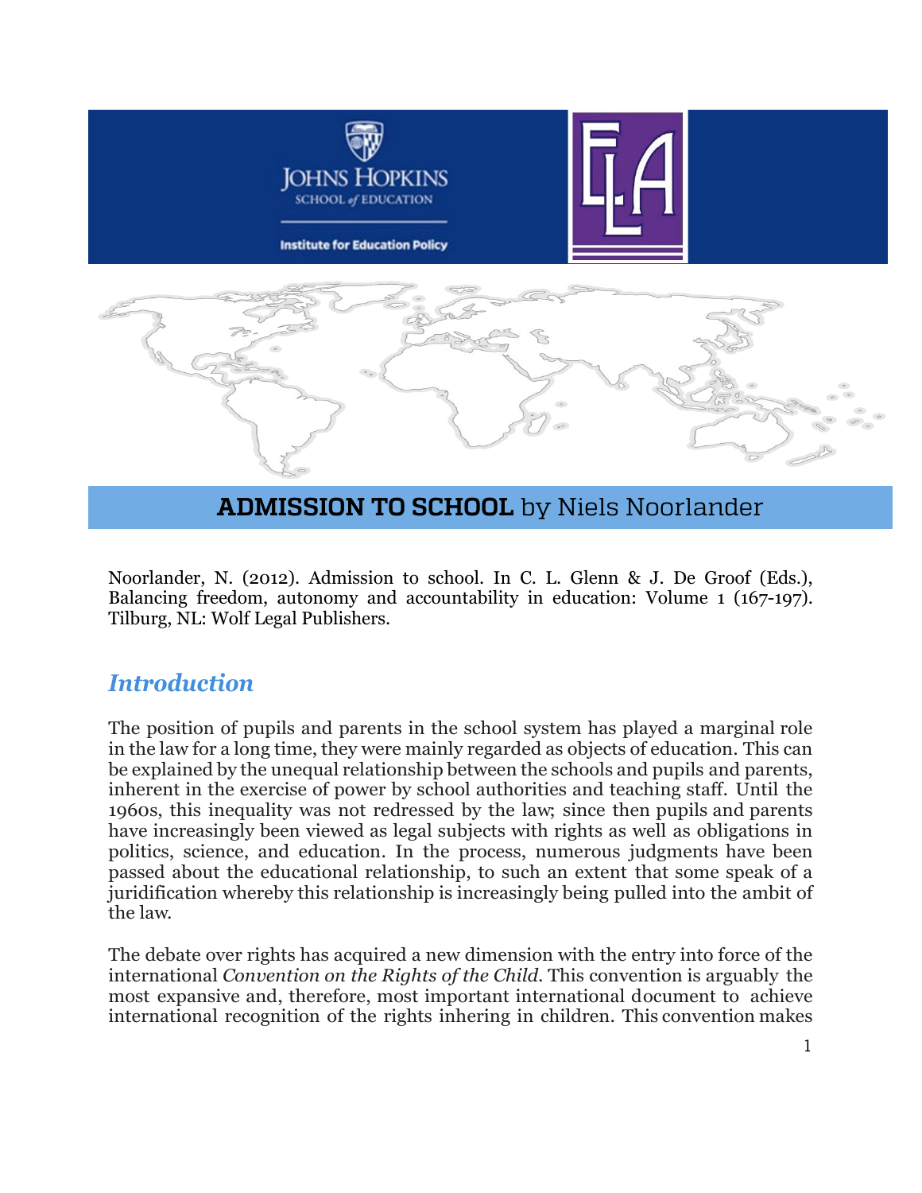Johns Hopkins School of Education

Institute for Education Policy

# ADMISSION TO SCHOOL by Niels Noorlander

Noorlander, N. (2012). Admission to school. In C. L. Glenn & J. De Groof (Eds.), Balancing freedom, autonomy and accountability in education: Volume 1 (167-197). Tilburg, NL: Wolf Legal Publishers.

## *Introduction*

The position of pupils and parents in the school system has played a marginal role in the law for a long time, they were mainly regarded as objects of education. This can be explained by the unequal relationship between the schools and pupils and parents, inherent in the exercise of power by school authorities and teaching staff. Until the 1960s, this inequality was not redressed by the law; since then pupils and parents have increasingly been viewed as legal subjects with rights as well as obligations in politics, science, and education. In the process, numerous judgments have been passed about the educational relationship, to such an extent that some speak of a juridification whereby this relationship is increasingly being pulled into the ambit of the law.

The debate over rights has acquired a new dimension with the entry into force of the international *Convention on the Rights of the Child.* This convention is arguably the most expansive and, therefore, most important international document to achieve international recognition of the rights inhering in children. This convention makes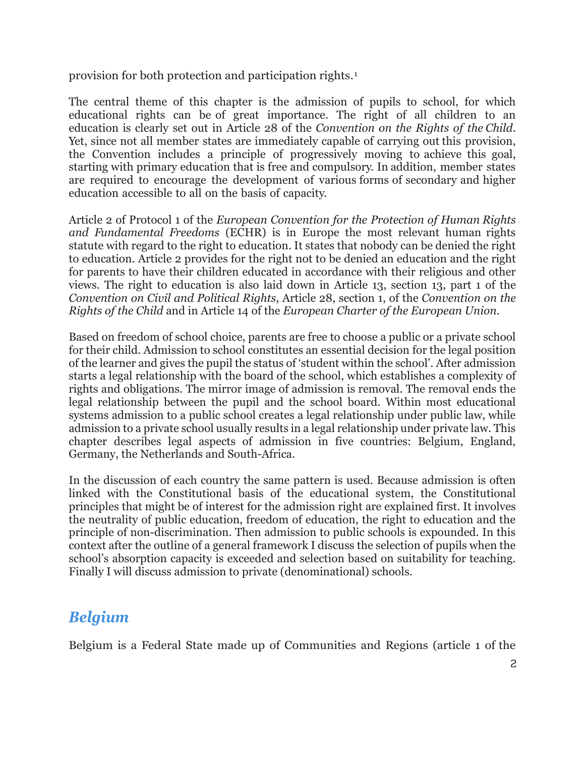provision for both protection and participation rights.[1]

The central theme of this chapter is the admission of pupils to school, for which educational rights can be of great importance. The right of all children to an education is clearly set out in Article 28 of the *Convention on the Rights of the Child*. Yet, since not all member states are immediately capable of carrying out this provision, the Convention includes a principle of progressively moving to achieve this goal, starting with primary education that is free and compulsory. In addition, member states are required to encourage the development of various forms of secondary and higher education accessible to all on the basis of capacity.

Article 2 of Protocol 1 of the *European Convention for the Protection of Human Rights and Fundamental Freedoms* (ECHR) is in Europe the most relevant human rights statute with regard to the right to education. It states that nobody can be denied the right to education. Article 2 provides for the right not to be denied an education and the right for parents to have their children educated in accordance with their religious and other views. The right to education is also laid down in Article 13, section 13, part 1 of the *Convention on Civil and Political Rights*, Article 28, section 1, of the *Convention on the Rights of the Child* and in Article 14 of the *European Charter of the European Union*.

Based on freedom of school choice, parents are free to choose a public or a private school for their child. Admission to school constitutes an essential decision for the legal position of the learner and gives the pupil the status of 'student within the school'. After admission starts a legal relationship with the board of the school, which establishes a complexity of rights and obligations. The mirror image of admission is removal. The removal ends the legal relationship between the pupil and the school board. Within most educational systems admission to a public school creates a legal relationship under public law, while admission to a private school usually results in a legal relationship under private law. This chapter describes legal aspects of admission in five countries: Belgium, England, Germany, the Netherlands and South-Africa.

In the discussion of each country the same pattern is used. Because admission is often linked with the Constitutional basis of the educational system, the Constitutional principles that might be of interest for the admission right are explained first. It involves the neutrality of public education, freedom of education, the right to education and the principle of non-discrimination. Then admission to public schools is expounded. In this context after the outline of a general framework I discuss the selection of pupils when the school's absorption capacity is exceeded and selection based on suitability for teaching. Finally I will discuss admission to private (denominational) schools.

## *Belgium*

Belgium is a Federal State made up of Communities and Regions (article 1 of the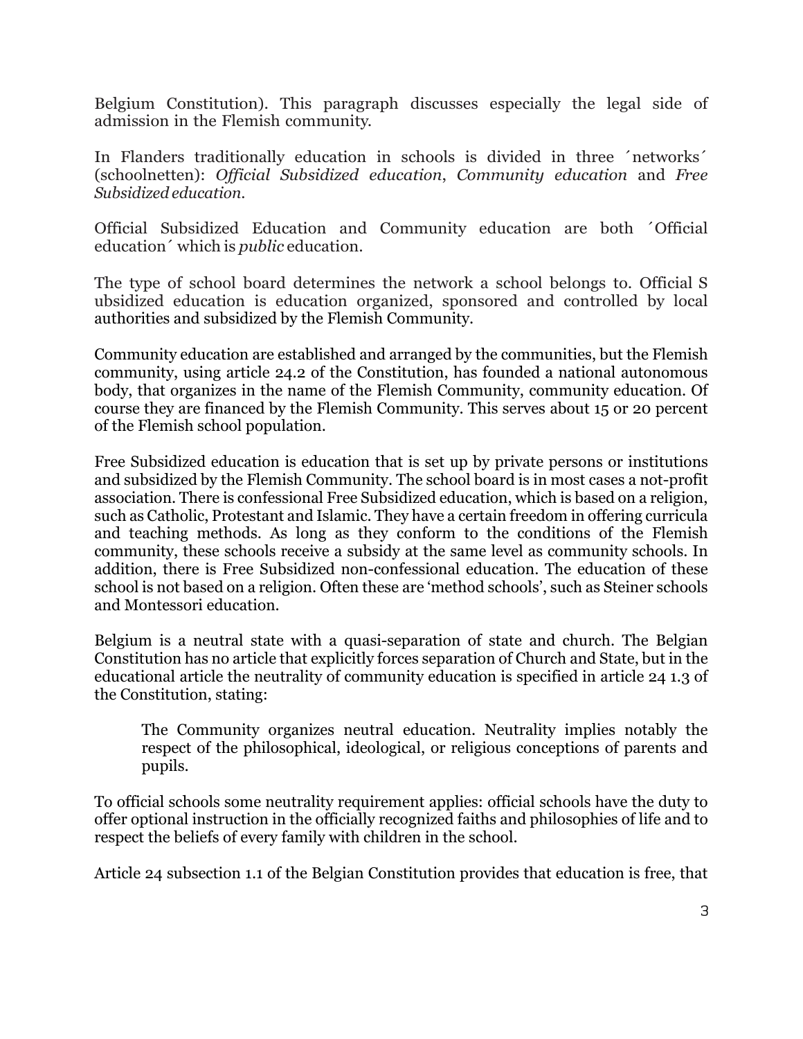Belgium Constitution). This paragraph discusses especially the legal side of admission in the Flemish community.

In Flanders traditionally education in schools is divided in three ´networks´ (schoolnetten): *Official Subsidized education*, *Community education* and *Free Subsidized education*.

Official Subsidized Education and Community education are both ´Official education´ which is *public* education.

The type of school board determines the network a school belongs to. Official S ubsidized education is education organized, sponsored and controlled by local authorities and subsidized by the Flemish Community.

Community education are established and arranged by the communities, but the Flemish community, using article 24.2 of the Constitution, has founded a national autonomous body, that organizes in the name of the Flemish Community, community education. Of course they are financed by the Flemish Community. This serves about 15 or 20 percent of the Flemish school population.

Free Subsidized education is education that is set up by private persons or institutions and subsidized by the Flemish Community. The school board is in most cases a not-profit association. There is confessional Free Subsidized education, which is based on a religion, such as Catholic, Protestant and Islamic. They have a certain freedom in offering curricula and teaching methods. As long as they conform to the conditions of the Flemish community, these schools receive a subsidy at the same level as community schools. In addition, there is Free Subsidized non-confessional education. The education of these school is not based on a religion. Often these are 'method schools', such as Steiner schools and Montessori education.

Belgium is a neutral state with a quasi-separation of state and church. The Belgian Constitution has no article that explicitly forces separation of Church and State, but in the educational article the neutrality of community education is specified in article 24 1.3 of the Constitution, stating:

> The Community organizes neutral education. Neutrality implies notably the respect of the philosophical, ideological, or religious conceptions of parents and pupils.

To official schools some neutrality requirement applies: official schools have the duty to offer optional instruction in the officially recognized faiths and philosophies of life and to respect the beliefs of every family with children in the school.

Article 24 subsection 1.1 of the Belgian Constitution provides that education is free, that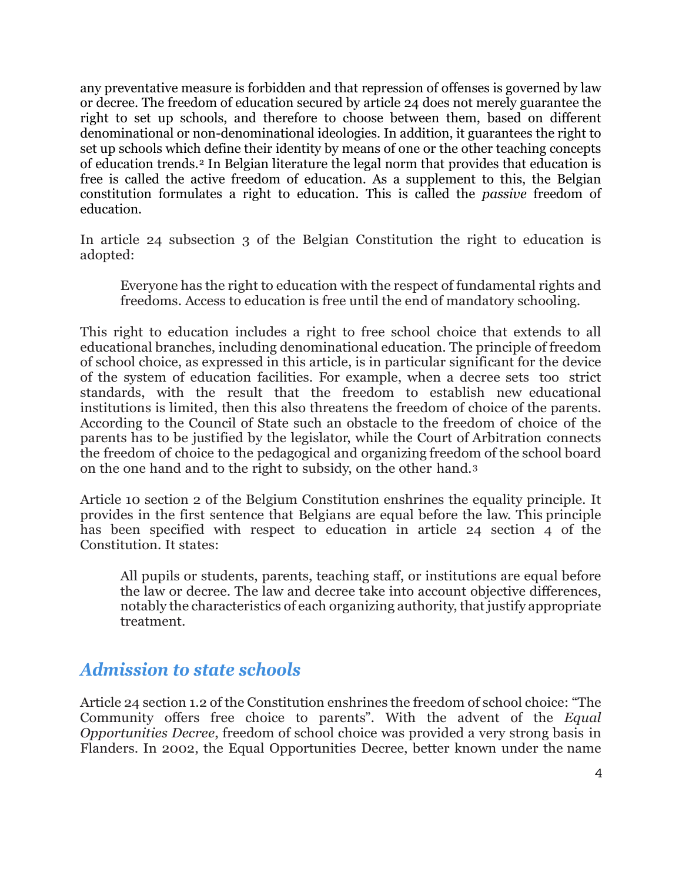any preventative measure is forbidden and that repression of offenses is governed by law or decree. The freedom of education secured by article 24 does not merely guarantee the right to set up schools, and therefore to choose between them, based on different denominational or non-denominational ideologies. In addition, it guarantees the right to set up schools which define their identity by means of one or the other teaching concepts of education trends.[2] In Belgian literature the legal norm that provides that education is free is called the active freedom of education. As a supplement to this, the Belgian constitution formulates a right to education. This is called the *passive* freedom of education.

In article 24 subsection 3 of the Belgian Constitution the right to education is adopted:

> Everyone has the right to education with the respect of fundamental rights and freedoms. Access to education is free until the end of mandatory schooling.

This right to education includes a right to free school choice that extends to all educational branches, including denominational education. The principle of freedom of school choice, as expressed in this article, is in particular significant for the device of the system of education facilities. For example, when a decree sets too strict standards, with the result that the freedom to establish new educational institutions is limited, then this also threatens the freedom of choice of the parents. According to the Council of State such an obstacle to the freedom of choice of the parents has to be justified by the legislator, while the Court of Arbitration connects the freedom of choice to the pedagogical and organizing freedom of the school board on the one hand and to the right to subsidy, on the other hand.[3]

Article 10 section 2 of the Belgium Constitution enshrines the equality principle. It provides in the first sentence that Belgians are equal before the law. This principle has been specified with respect to education in article 24 section 4 of the Constitution. It states:

> All pupils or students, parents, teaching staff, or institutions are equal before the law or decree. The law and decree take into account objective differences, notably the characteristics of each organizing authority, that justify appropriate treatment.

## *Admission to state schools*

Article 24 section 1.2 of the Constitution enshrines the freedom of school choice: "The Community offers free choice to parents". With the advent of the *Equal Opportunities Decree*, freedom of school choice was provided a very strong basis in Flanders. In 2002, the Equal Opportunities Decree, better known under the name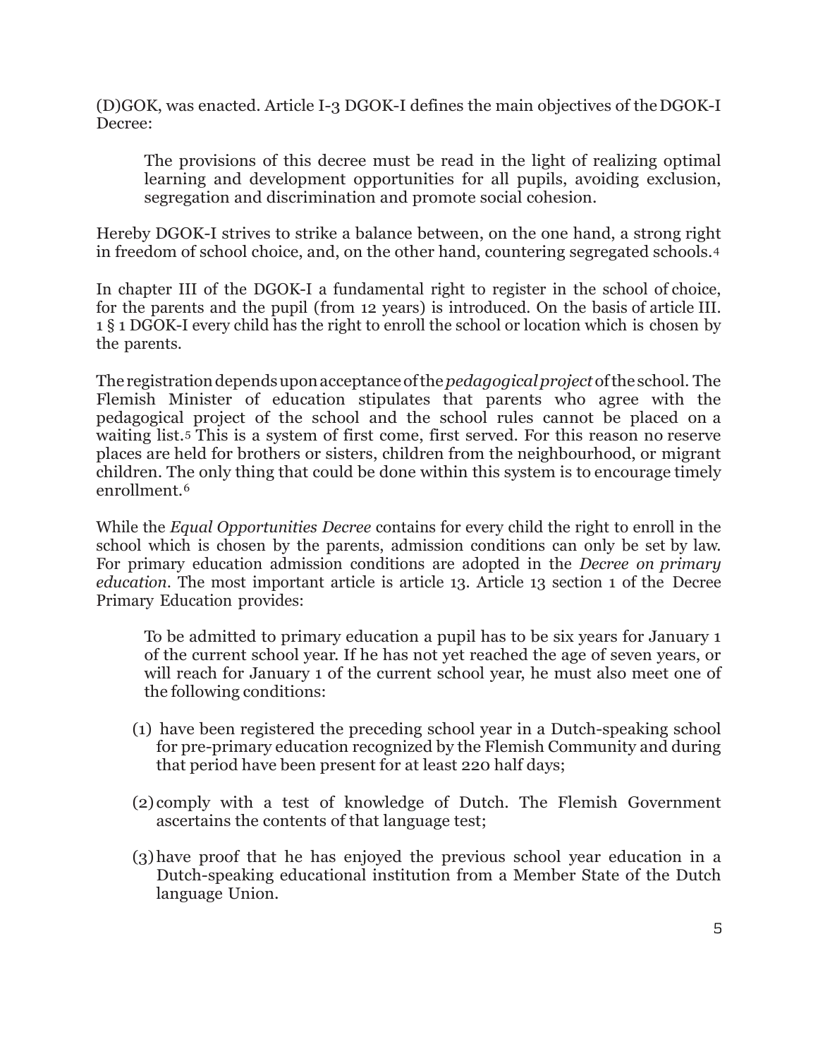(D)GOK, was enacted. Article I-3 DGOK-I defines the main objectives of the DGOK-I Decree:

> The provisions of this decree must be read in the light of realizing optimal learning and development opportunities for all pupils, avoiding exclusion, segregation and discrimination and promote social cohesion.

Hereby DGOK-I strives to strike a balance between, on the one hand, a strong right in freedom of school choice, and, on the other hand, countering segregated schools.[4]

In chapter III of the DGOK-I a fundamental right to register in the school of choice, for the parents and the pupil (from 12 years) is introduced. On the basis of article III. 1 § 1 DGOK-I every child has the right to enroll the school or location which is chosen by the parents.

The registration depends upon acceptance of the *pedagogical project* of the school. The Flemish Minister of education stipulates that parents who agree with the pedagogical project of the school and the school rules cannot be placed on a waiting list.[5] This is a system of first come, first served. For this reason no reserve places are held for brothers or sisters, children from the neighbourhood, or migrant children. The only thing that could be done within this system is to encourage timely enrollment.[6]

While the *Equal Opportunities Decree* contains for every child the right to enroll in the school which is chosen by the parents, admission conditions can only be set by law. For primary education admission conditions are adopted in the *Decree on primary education*. The most important article is article 13. Article 13 section 1 of the Decree Primary Education provides:

> To be admitted to primary education a pupil has to be six years for January 1 of the current school year. If he has not yet reached the age of seven years, or will reach for January 1 of the current school year, he must also meet one of the following conditions:
>
> (1) have been registered the preceding school year in a Dutch-speaking school for pre-primary education recognized by the Flemish Community and during that period have been present for at least 220 half days;
>
> (2) comply with a test of knowledge of Dutch. The Flemish Government ascertains the contents of that language test;
>
> (3) have proof that he has enjoyed the previous school year education in a Dutch-speaking educational institution from a Member State of the Dutch language Union.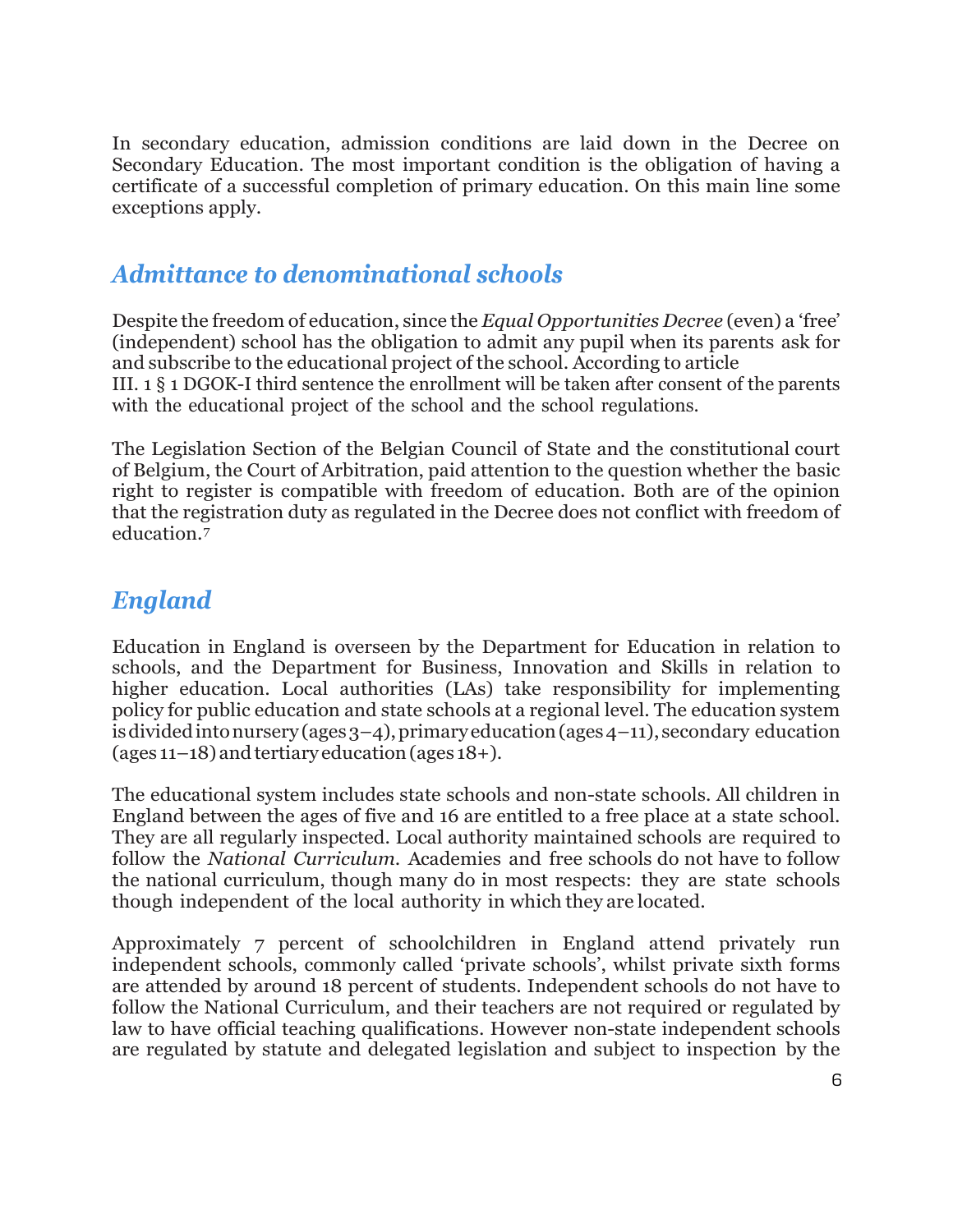In secondary education, admission conditions are laid down in the Decree on Secondary Education. The most important condition is the obligation of having a certificate of a successful completion of primary education. On this main line some exceptions apply.

## *Admittance to denominational schools*

Despite the freedom of education, since the *Equal Opportunities Decree* (even) a 'free' (independent) school has the obligation to admit any pupil when its parents ask for and subscribe to the educational project of the school. According to article III. 1 § 1 DGOK-I third sentence the enrollment will be taken after consent of the parents with the educational project of the school and the school regulations.

The Legislation Section of the Belgian Council of State and the constitutional court of Belgium, the Court of Arbitration, paid attention to the question whether the basic right to register is compatible with freedom of education. Both are of the opinion that the registration duty as regulated in the Decree does not conflict with freedom of education.[7]

## *England*

Education in England is overseen by the Department for Education in relation to schools, and the Department for Business, Innovation and Skills in relation to higher education. Local authorities (LAs) take responsibility for implementing policy for public education and state schools at a regional level. The education system is divided into nursery (ages 3–4), primary education (ages 4–11), secondary education (ages 11–18) and tertiary education (ages 18+).

The educational system includes state schools and non-state schools. All children in England between the ages of five and 16 are entitled to a free place at a state school. They are all regularly inspected. Local authority maintained schools are required to follow the *National Curriculum*. Academies and free schools do not have to follow the national curriculum, though many do in most respects: they are state schools though independent of the local authority in which they are located.

Approximately 7 percent of schoolchildren in England attend privately run independent schools, commonly called 'private schools', whilst private sixth forms are attended by around 18 percent of students. Independent schools do not have to follow the National Curriculum, and their teachers are not required or regulated by law to have official teaching qualifications. However non-state independent schools are regulated by statute and delegated legislation and subject to inspection by the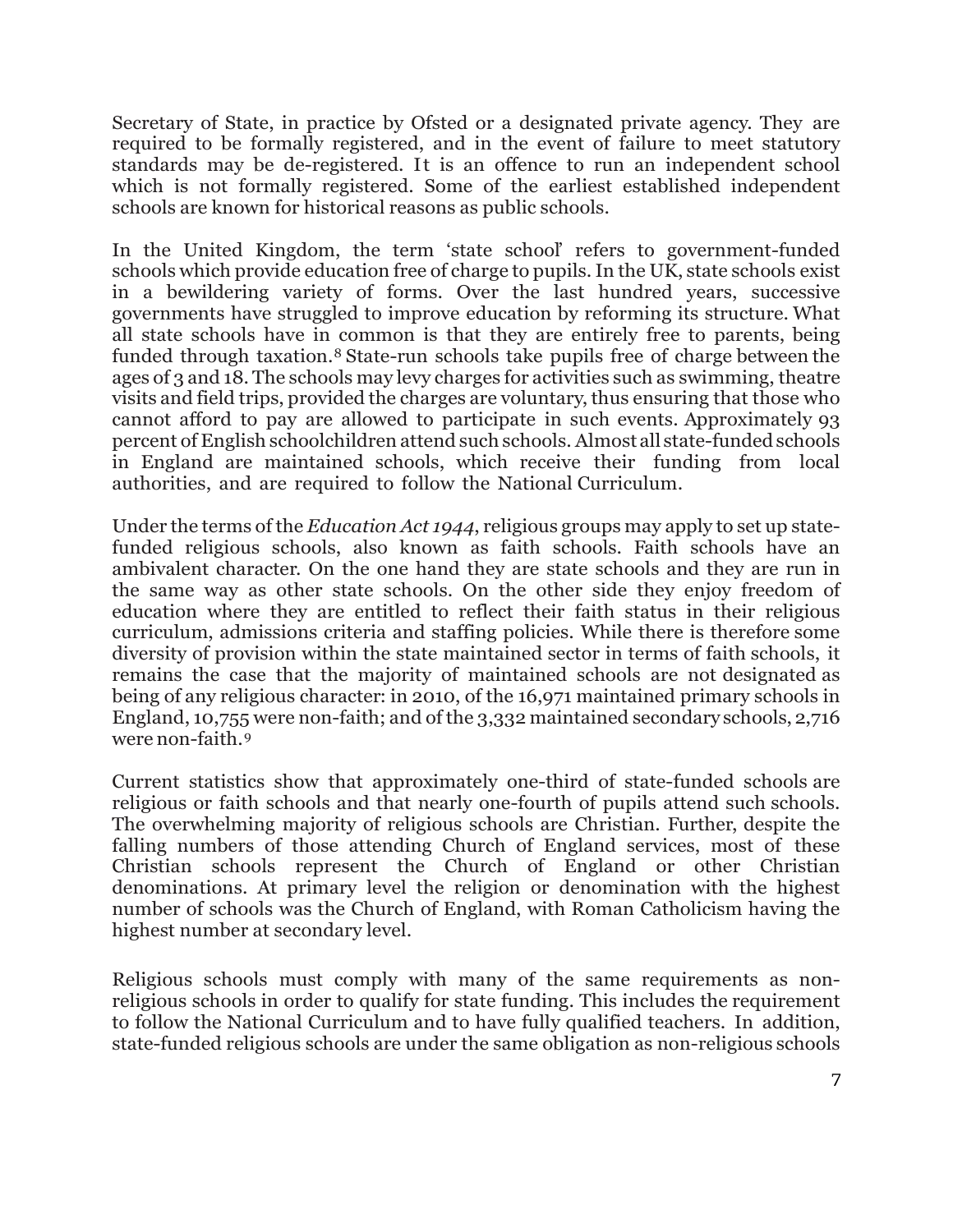Secretary of State, in practice by Ofsted or a designated private agency. They are required to be formally registered, and in the event of failure to meet statutory standards may be de-registered. It is an offence to run an independent school which is not formally registered. Some of the earliest established independent schools are known for historical reasons as public schools.

In the United Kingdom, the term 'state school' refers to government-funded schools which provide education free of charge to pupils. In the UK, state schools exist in a bewildering variety of forms. Over the last hundred years, successive governments have struggled to improve education by reforming its structure. What all state schools have in common is that they are entirely free to parents, being funded through taxation.[8] State-run schools take pupils free of charge between the ages of 3 and 18. The schools may levy charges for activities such as swimming, theatre visits and field trips, provided the charges are voluntary, thus ensuring that those who cannot afford to pay are allowed to participate in such events. Approximately 93 percent of English schoolchildren attend such schools. Almost all state-funded schools in England are maintained schools, which receive their funding from local authorities, and are required to follow the National Curriculum.

Under the terms of the *Education Act 1944*, religious groups may apply to set up state-funded religious schools, also known as faith schools. Faith schools have an ambivalent character. On the one hand they are state schools and they are run in the same way as other state schools. On the other side they enjoy freedom of education where they are entitled to reflect their faith status in their religious curriculum, admissions criteria and staffing policies. While there is therefore some diversity of provision within the state maintained sector in terms of faith schools, it remains the case that the majority of maintained schools are not designated as being of any religious character: in 2010, of the 16,971 maintained primary schools in England, 10,755 were non-faith; and of the 3,332 maintained secondary schools, 2,716 were non-faith.[9]

Current statistics show that approximately one-third of state-funded schools are religious or faith schools and that nearly one-fourth of pupils attend such schools. The overwhelming majority of religious schools are Christian. Further, despite the falling numbers of those attending Church of England services, most of these Christian schools represent the Church of England or other Christian denominations. At primary level the religion or denomination with the highest number of schools was the Church of England, with Roman Catholicism having the highest number at secondary level.

Religious schools must comply with many of the same requirements as non-religious schools in order to qualify for state funding. This includes the requirement to follow the National Curriculum and to have fully qualified teachers. In addition, state-funded religious schools are under the same obligation as non-religious schools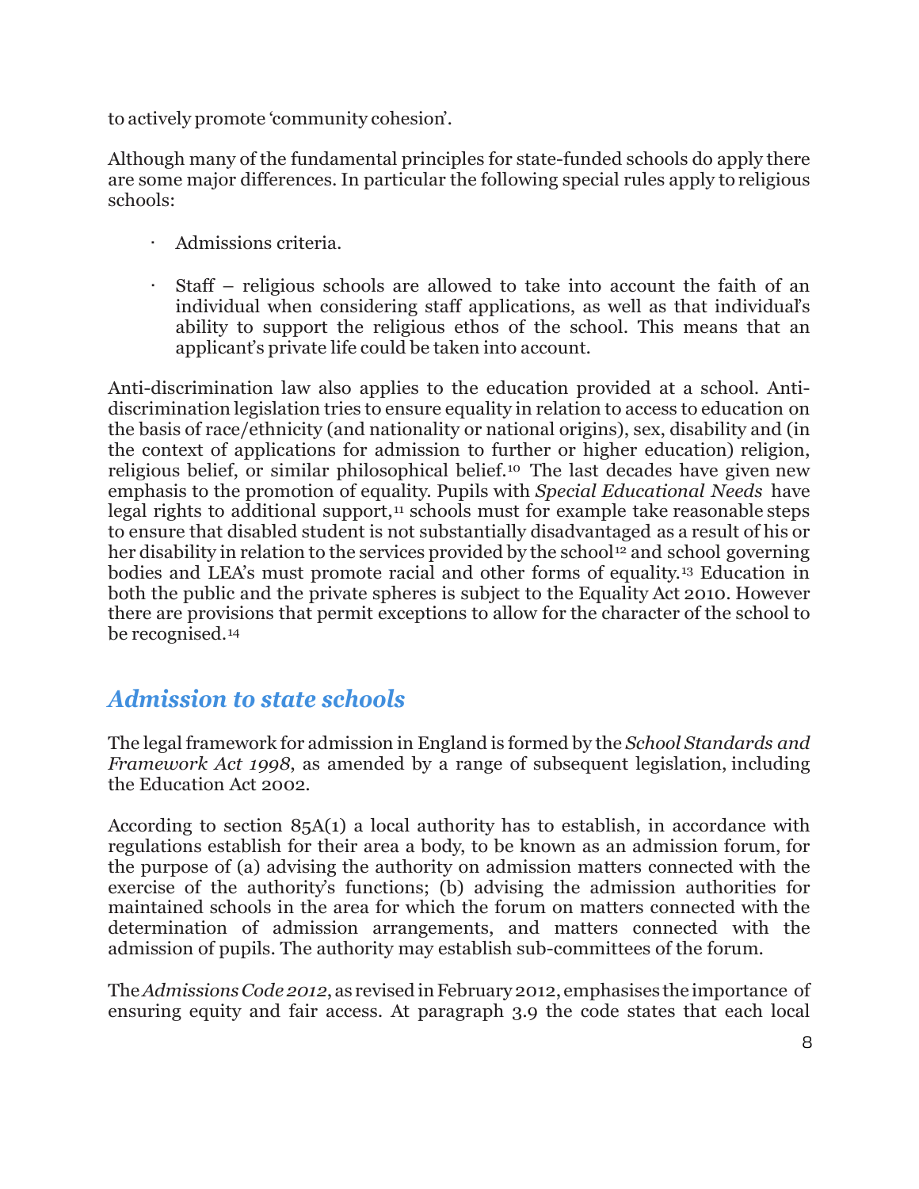to actively promote 'community cohesion'.

Although many of the fundamental principles for state-funded schools do apply there are some major differences. In particular the following special rules apply to religious schools:

- Admissions criteria.
- Staff – religious schools are allowed to take into account the faith of an individual when considering staff applications, as well as that individual's ability to support the religious ethos of the school. This means that an applicant's private life could be taken into account.

Anti-discrimination law also applies to the education provided at a school. Anti-discrimination legislation tries to ensure equality in relation to access to education on the basis of race/ethnicity (and nationality or national origins), sex, disability and (in the context of applications for admission to further or higher education) religion, religious belief, or similar philosophical belief.[10] The last decades have given new emphasis to the promotion of equality. Pupils with *Special Educational Needs* have legal rights to additional support,[11] schools must for example take reasonable steps to ensure that disabled student is not substantially disadvantaged as a result of his or her disability in relation to the services provided by the school[12] and school governing bodies and LEA's must promote racial and other forms of equality.[13] Education in both the public and the private spheres is subject to the Equality Act 2010. However there are provisions that permit exceptions to allow for the character of the school to be recognised.[14]

## *Admission to state schools*

The legal framework for admission in England is formed by the *School Standards and Framework Act 1998*, as amended by a range of subsequent legislation, including the Education Act 2002.

According to section 85A(1) a local authority has to establish, in accordance with regulations establish for their area a body, to be known as an admission forum, for the purpose of (a) advising the authority on admission matters connected with the exercise of the authority's functions; (b) advising the admission authorities for maintained schools in the area for which the forum on matters connected with the determination of admission arrangements, and matters connected with the admission of pupils. The authority may establish sub-committees of the forum.

The *Admissions Code 2012*, as revised in February 2012, emphasises the importance of ensuring equity and fair access. At paragraph 3.9 the code states that each local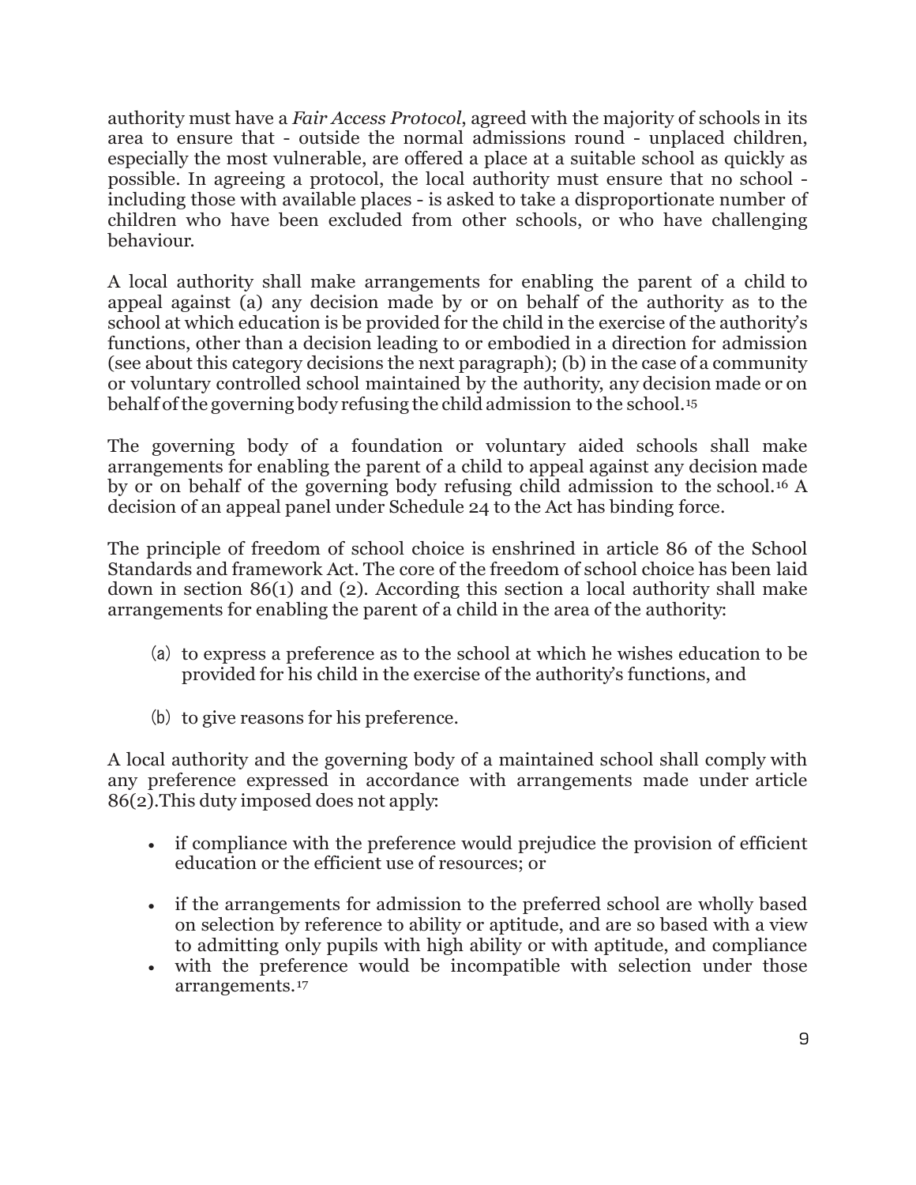authority must have a *Fair Access Protocol*, agreed with the majority of schools in its area to ensure that - outside the normal admissions round - unplaced children, especially the most vulnerable, are offered a place at a suitable school as quickly as possible. In agreeing a protocol, the local authority must ensure that no school - including those with available places - is asked to take a disproportionate number of children who have been excluded from other schools, or who have challenging behaviour.

A local authority shall make arrangements for enabling the parent of a child to appeal against (a) any decision made by or on behalf of the authority as to the school at which education is be provided for the child in the exercise of the authority's functions, other than a decision leading to or embodied in a direction for admission (see about this category decisions the next paragraph); (b) in the case of a community or voluntary controlled school maintained by the authority, any decision made or on behalf of the governing body refusing the child admission to the school.[15]

The governing body of a foundation or voluntary aided schools shall make arrangements for enabling the parent of a child to appeal against any decision made by or on behalf of the governing body refusing child admission to the school.[16] A decision of an appeal panel under Schedule 24 to the Act has binding force.

The principle of freedom of school choice is enshrined in article 86 of the School Standards and framework Act. The core of the freedom of school choice has been laid down in section 86(1) and (2). According this section a local authority shall make arrangements for enabling the parent of a child in the area of the authority:

(a) to express a preference as to the school at which he wishes education to be provided for his child in the exercise of the authority's functions, and

(b) to give reasons for his preference.

A local authority and the governing body of a maintained school shall comply with any preference expressed in accordance with arrangements made under article 86(2).This duty imposed does not apply:

- if compliance with the preference would prejudice the provision of efficient education or the efficient use of resources; or
- if the arrangements for admission to the preferred school are wholly based on selection by reference to ability or aptitude, and are so based with a view to admitting only pupils with high ability or with aptitude, and compliance
- with the preference would be incompatible with selection under those arrangements.[17]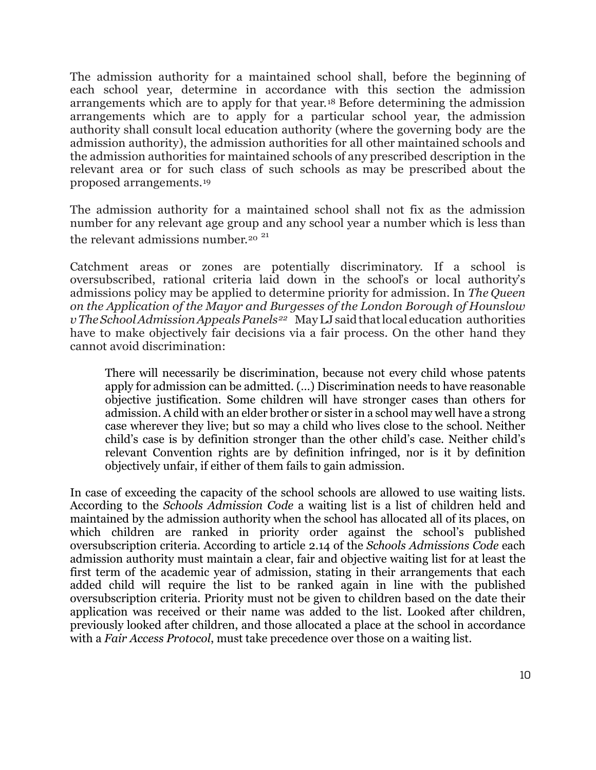The admission authority for a maintained school shall, before the beginning of each school year, determine in accordance with this section the admission arrangements which are to apply for that year.[18] Before determining the admission arrangements which are to apply for a particular school year, the admission authority shall consult local education authority (where the governing body are the admission authority), the admission authorities for all other maintained schools and the admission authorities for maintained schools of any prescribed description in the relevant area or for such class of such schools as may be prescribed about the proposed arrangements.[19]

The admission authority for a maintained school shall not fix as the admission number for any relevant age group and any school year a number which is less than the relevant admissions number.[20] [21]

Catchment areas or zones are potentially discriminatory. If a school is oversubscribed, rational criteria laid down in the school's or local authority's admissions policy may be applied to determine priority for admission. In *The Queen on the Application of the Mayor and Burgesses of the London Borough of Hounslow v The School Admission Appeals Panels*[22] May LJ said that local education authorities have to make objectively fair decisions via a fair process. On the other hand they cannot avoid discrimination:

> There will necessarily be discrimination, because not every child whose patents apply for admission can be admitted. (...) Discrimination needs to have reasonable objective justification. Some children will have stronger cases than others for admission. A child with an elder brother or sister in a school may well have a strong case wherever they live; but so may a child who lives close to the school. Neither child's case is by definition stronger than the other child's case. Neither child's relevant Convention rights are by definition infringed, nor is it by definition objectively unfair, if either of them fails to gain admission.

In case of exceeding the capacity of the school schools are allowed to use waiting lists. According to the *Schools Admission Code* a waiting list is a list of children held and maintained by the admission authority when the school has allocated all of its places, on which children are ranked in priority order against the school's published oversubscription criteria. According to article 2.14 of the *Schools Admissions Code* each admission authority must maintain a clear, fair and objective waiting list for at least the first term of the academic year of admission, stating in their arrangements that each added child will require the list to be ranked again in line with the published oversubscription criteria. Priority must not be given to children based on the date their application was received or their name was added to the list. Looked after children, previously looked after children, and those allocated a place at the school in accordance with a *Fair Access Protocol*, must take precedence over those on a waiting list.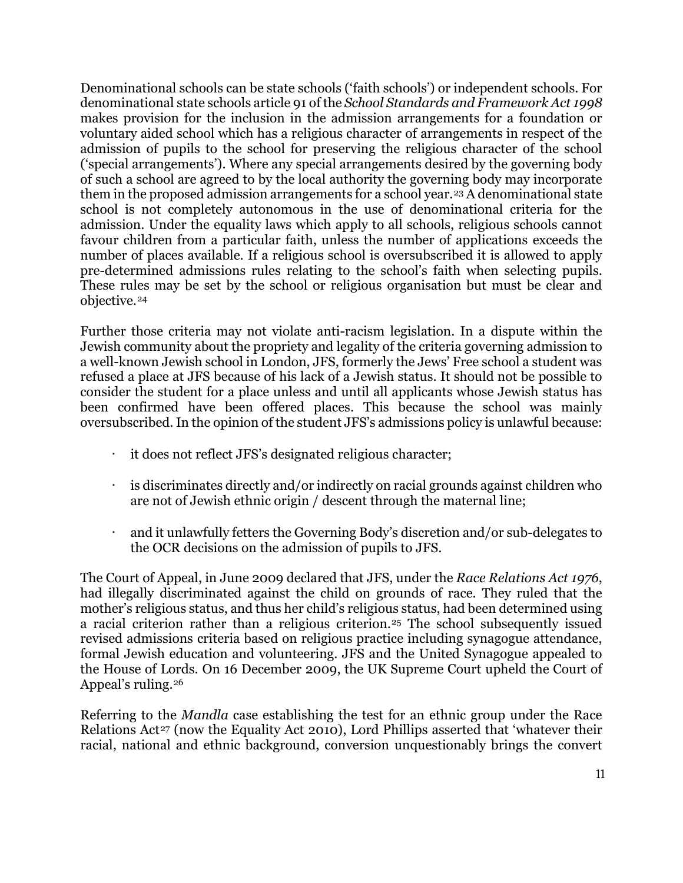Denominational schools can be state schools ('faith schools') or independent schools. For denominational state schools article 91 of the *School Standards and Framework Act 1998* makes provision for the inclusion in the admission arrangements for a foundation or voluntary aided school which has a religious character of arrangements in respect of the admission of pupils to the school for preserving the religious character of the school ('special arrangements'). Where any special arrangements desired by the governing body of such a school are agreed to by the local authority the governing body may incorporate them in the proposed admission arrangements for a school year.[23] A denominational state school is not completely autonomous in the use of denominational criteria for the admission. Under the equality laws which apply to all schools, religious schools cannot favour children from a particular faith, unless the number of applications exceeds the number of places available. If a religious school is oversubscribed it is allowed to apply pre-determined admissions rules relating to the school's faith when selecting pupils. These rules may be set by the school or religious organisation but must be clear and objective.[24]

Further those criteria may not violate anti-racism legislation. In a dispute within the Jewish community about the propriety and legality of the criteria governing admission to a well-known Jewish school in London, JFS, formerly the Jews' Free school a student was refused a place at JFS because of his lack of a Jewish status. It should not be possible to consider the student for a place unless and until all applicants whose Jewish status has been confirmed have been offered places. This because the school was mainly oversubscribed. In the opinion of the student JFS's admissions policy is unlawful because:

- it does not reflect JFS's designated religious character;
- is discriminates directly and/or indirectly on racial grounds against children who are not of Jewish ethnic origin / descent through the maternal line;
- and it unlawfully fetters the Governing Body's discretion and/or sub-delegates to the OCR decisions on the admission of pupils to JFS.

The Court of Appeal, in June 2009 declared that JFS, under the *Race Relations Act 1976*, had illegally discriminated against the child on grounds of race. They ruled that the mother's religious status, and thus her child's religious status, had been determined using a racial criterion rather than a religious criterion.[25] The school subsequently issued revised admissions criteria based on religious practice including synagogue attendance, formal Jewish education and volunteering. JFS and the United Synagogue appealed to the House of Lords. On 16 December 2009, the UK Supreme Court upheld the Court of Appeal's ruling.[26]

Referring to the *Mandla* case establishing the test for an ethnic group under the Race Relations Act[27] (now the Equality Act 2010), Lord Phillips asserted that 'whatever their racial, national and ethnic background, conversion unquestionably brings the convert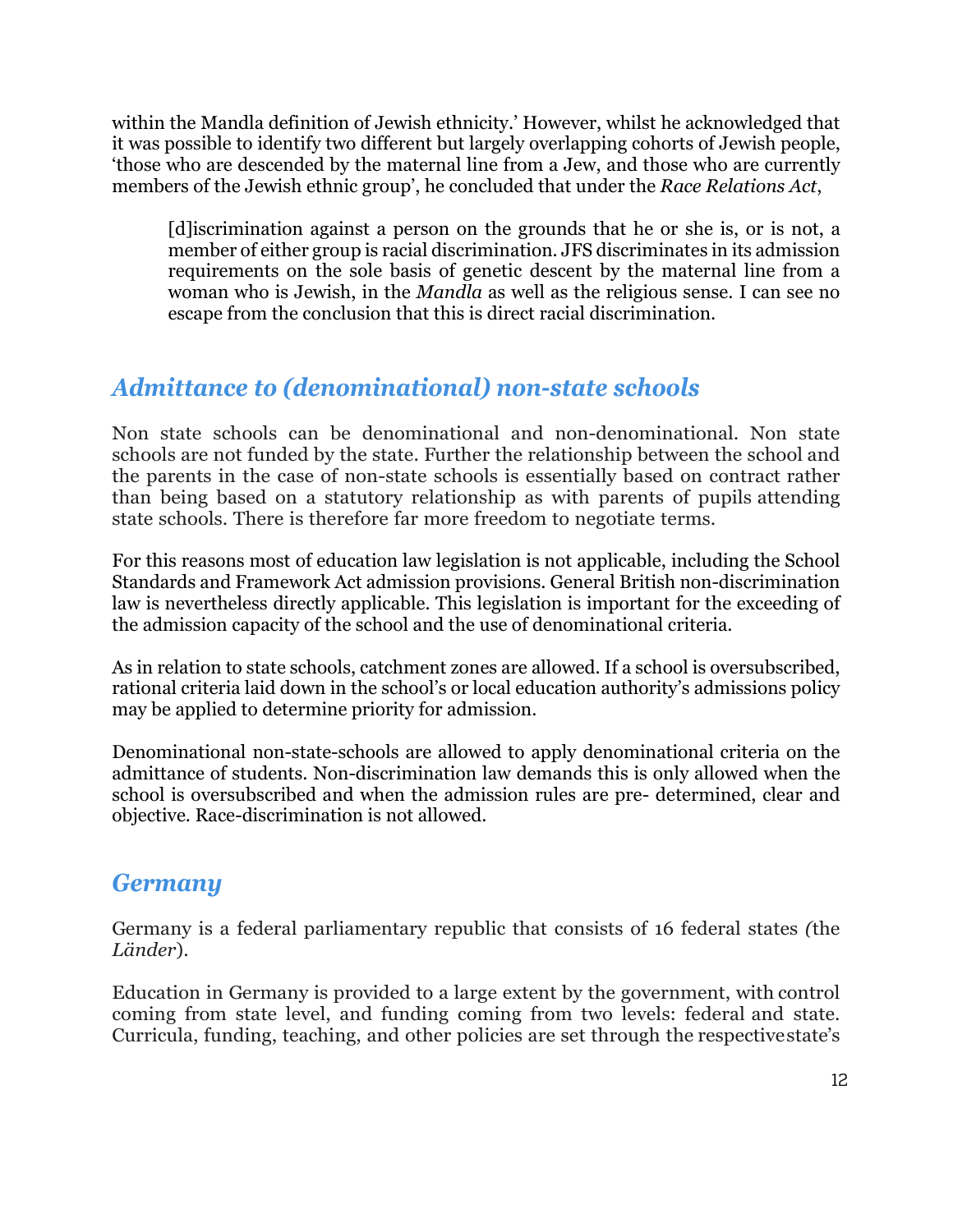within the Mandla definition of Jewish ethnicity.' However, whilst he acknowledged that it was possible to identify two different but largely overlapping cohorts of Jewish people, 'those who are descended by the maternal line from a Jew, and those who are currently members of the Jewish ethnic group', he concluded that under the *Race Relations Act*,

> [d]iscrimination against a person on the grounds that he or she is, or is not, a member of either group is racial discrimination. JFS discriminates in its admission requirements on the sole basis of genetic descent by the maternal line from a woman who is Jewish, in the *Mandla* as well as the religious sense. I can see no escape from the conclusion that this is direct racial discrimination.

## *Admittance to (denominational) non-state schools*

Non state schools can be denominational and non-denominational. Non state schools are not funded by the state. Further the relationship between the school and the parents in the case of non-state schools is essentially based on contract rather than being based on a statutory relationship as with parents of pupils attending state schools. There is therefore far more freedom to negotiate terms.

For this reasons most of education law legislation is not applicable, including the School Standards and Framework Act admission provisions. General British non-discrimination law is nevertheless directly applicable. This legislation is important for the exceeding of the admission capacity of the school and the use of denominational criteria.

As in relation to state schools, catchment zones are allowed. If a school is oversubscribed, rational criteria laid down in the school's or local education authority's admissions policy may be applied to determine priority for admission.

Denominational non-state-schools are allowed to apply denominational criteria on the admittance of students. Non-discrimination law demands this is only allowed when the school is oversubscribed and when the admission rules are pre- determined, clear and objective. Race-discrimination is not allowed.

## *Germany*

Germany is a federal parliamentary republic that consists of 16 federal states (the *Länder*).

Education in Germany is provided to a large extent by the government, with control coming from state level, and funding coming from two levels: federal and state. Curricula, funding, teaching, and other policies are set through the respective state's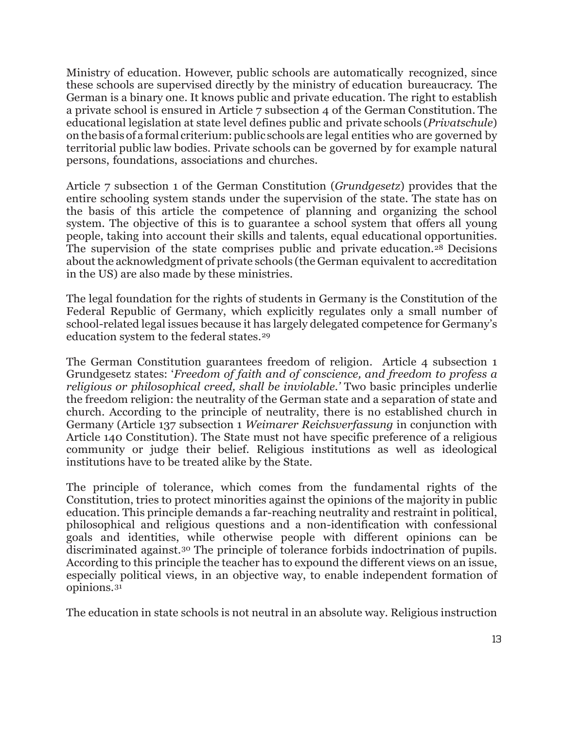Ministry of education. However, public schools are automatically recognized, since these schools are supervised directly by the ministry of education bureaucracy. The German is a binary one. It knows public and private education. The right to establish a private school is ensured in Article 7 subsection 4 of the German Constitution. The educational legislation at state level defines public and private schools (*Privatschule*) on the basis of a formal criterium: public schools are legal entities who are governed by territorial public law bodies. Private schools can be governed by for example natural persons, foundations, associations and churches.

Article 7 subsection 1 of the German Constitution (*Grundgesetz*) provides that the entire schooling system stands under the supervision of the state. The state has on the basis of this article the competence of planning and organizing the school system. The objective of this is to guarantee a school system that offers all young people, taking into account their skills and talents, equal educational opportunities. The supervision of the state comprises public and private education.[28] Decisions about the acknowledgment of private schools (the German equivalent to accreditation in the US) are also made by these ministries.

The legal foundation for the rights of students in Germany is the Constitution of the Federal Republic of Germany, which explicitly regulates only a small number of school-related legal issues because it has largely delegated competence for Germany's education system to the federal states.[29]

The German Constitution guarantees freedom of religion. Article 4 subsection 1 Grundgesetz states: '*Freedom of faith and of conscience, and freedom to profess a religious or philosophical creed, shall be inviolable.*' Two basic principles underlie the freedom religion: the neutrality of the German state and a separation of state and church. According to the principle of neutrality, there is no established church in Germany (Article 137 subsection 1 *Weimarer Reichsverfassung* in conjunction with Article 140 Constitution). The State must not have specific preference of a religious community or judge their belief. Religious institutions as well as ideological institutions have to be treated alike by the State.

The principle of tolerance, which comes from the fundamental rights of the Constitution, tries to protect minorities against the opinions of the majority in public education. This principle demands a far-reaching neutrality and restraint in political, philosophical and religious questions and a non-identification with confessional goals and identities, while otherwise people with different opinions can be discriminated against.[30] The principle of tolerance forbids indoctrination of pupils. According to this principle the teacher has to expound the different views on an issue, especially political views, in an objective way, to enable independent formation of opinions.[31]

The education in state schools is not neutral in an absolute way. Religious instruction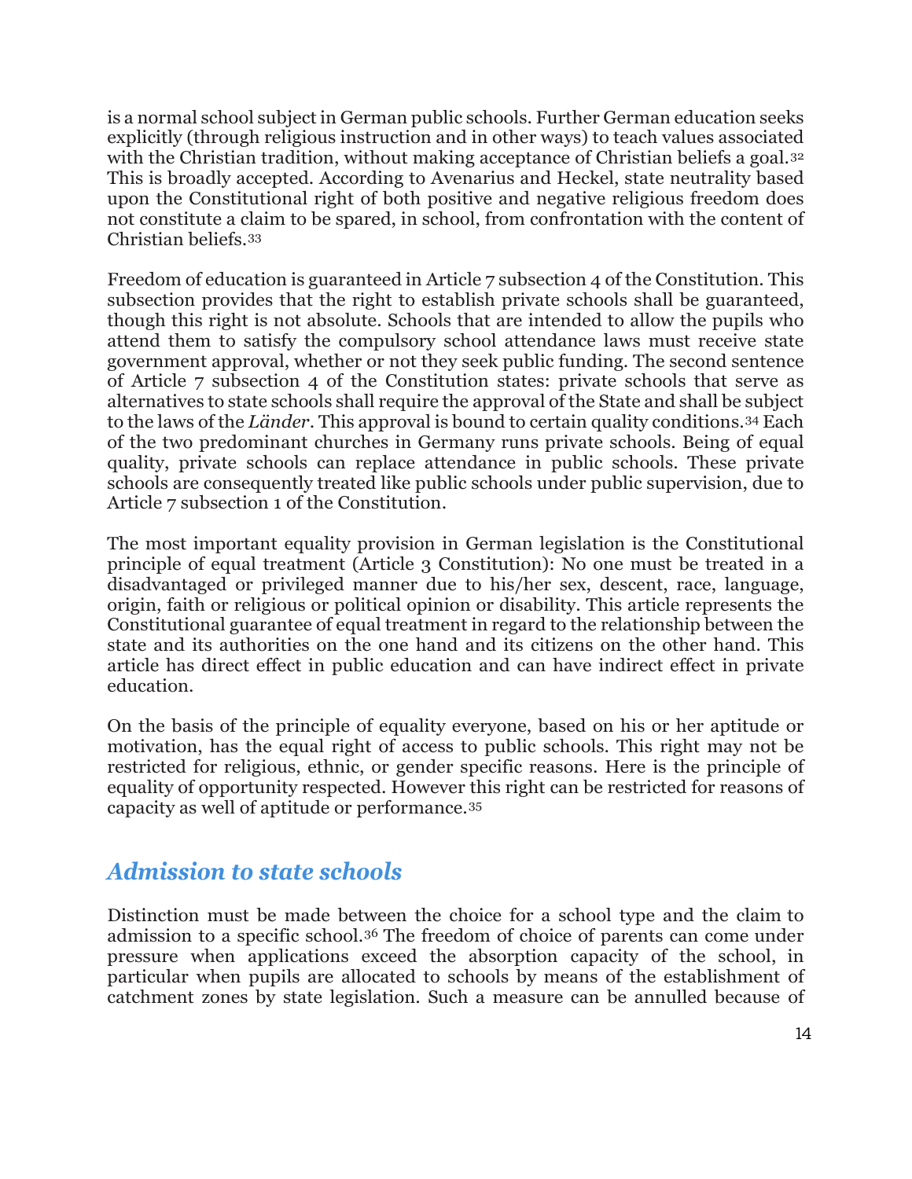is a normal school subject in German public schools. Further German education seeks explicitly (through religious instruction and in other ways) to teach values associated with the Christian tradition, without making acceptance of Christian beliefs a goal.[32] This is broadly accepted. According to Avenarius and Heckel, state neutrality based upon the Constitutional right of both positive and negative religious freedom does not constitute a claim to be spared, in school, from confrontation with the content of Christian beliefs.[33]

Freedom of education is guaranteed in Article 7 subsection 4 of the Constitution. This subsection provides that the right to establish private schools shall be guaranteed, though this right is not absolute. Schools that are intended to allow the pupils who attend them to satisfy the compulsory school attendance laws must receive state government approval, whether or not they seek public funding. The second sentence of Article 7 subsection 4 of the Constitution states: private schools that serve as alternatives to state schools shall require the approval of the State and shall be subject to the laws of the *Länder*. This approval is bound to certain quality conditions.[34] Each of the two predominant churches in Germany runs private schools. Being of equal quality, private schools can replace attendance in public schools. These private schools are consequently treated like public schools under public supervision, due to Article 7 subsection 1 of the Constitution.

The most important equality provision in German legislation is the Constitutional principle of equal treatment (Article 3 Constitution): No one must be treated in a disadvantaged or privileged manner due to his/her sex, descent, race, language, origin, faith or religious or political opinion or disability. This article represents the Constitutional guarantee of equal treatment in regard to the relationship between the state and its authorities on the one hand and its citizens on the other hand. This article has direct effect in public education and can have indirect effect in private education.

On the basis of the principle of equality everyone, based on his or her aptitude or motivation, has the equal right of access to public schools. This right may not be restricted for religious, ethnic, or gender specific reasons. Here is the principle of equality of opportunity respected. However this right can be restricted for reasons of capacity as well of aptitude or performance.[35]

## *Admission to state schools*

Distinction must be made between the choice for a school type and the claim to admission to a specific school.[36] The freedom of choice of parents can come under pressure when applications exceed the absorption capacity of the school, in particular when pupils are allocated to schools by means of the establishment of catchment zones by state legislation. Such a measure can be annulled because of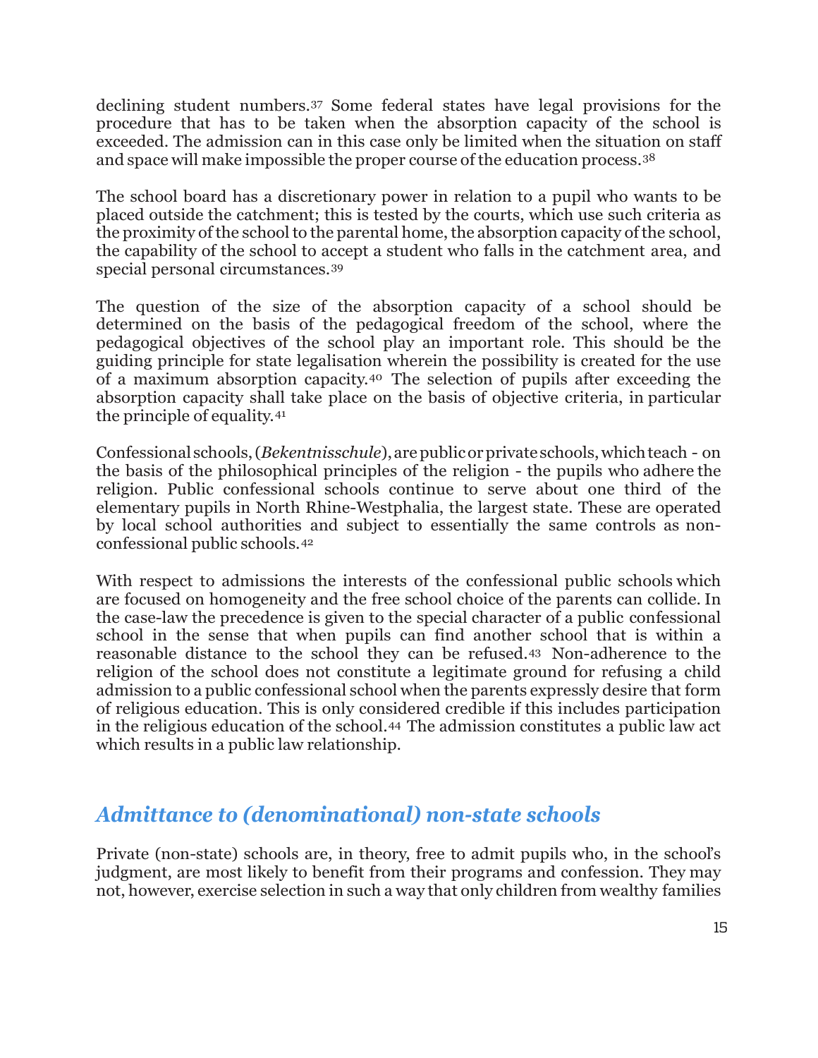declining student numbers.[37] Some federal states have legal provisions for the procedure that has to be taken when the absorption capacity of the school is exceeded. The admission can in this case only be limited when the situation on staff and space will make impossible the proper course of the education process.[38]

The school board has a discretionary power in relation to a pupil who wants to be placed outside the catchment; this is tested by the courts, which use such criteria as the proximity of the school to the parental home, the absorption capacity of the school, the capability of the school to accept a student who falls in the catchment area, and special personal circumstances.[39]

The question of the size of the absorption capacity of a school should be determined on the basis of the pedagogical freedom of the school, where the pedagogical objectives of the school play an important role. This should be the guiding principle for state legalisation wherein the possibility is created for the use of a maximum absorption capacity.[40] The selection of pupils after exceeding the absorption capacity shall take place on the basis of objective criteria, in particular the principle of equality.[41]

Confessional schools, (*Bekentnisschule*), are public or private schools, which teach - on the basis of the philosophical principles of the religion - the pupils who adhere the religion. Public confessional schools continue to serve about one third of the elementary pupils in North Rhine-Westphalia, the largest state. These are operated by local school authorities and subject to essentially the same controls as non-confessional public schools.[42]

With respect to admissions the interests of the confessional public schools which are focused on homogeneity and the free school choice of the parents can collide. In the case-law the precedence is given to the special character of a public confessional school in the sense that when pupils can find another school that is within a reasonable distance to the school they can be refused.[43] Non-adherence to the religion of the school does not constitute a legitimate ground for refusing a child admission to a public confessional school when the parents expressly desire that form of religious education. This is only considered credible if this includes participation in the religious education of the school.[44] The admission constitutes a public law act which results in a public law relationship.

## *Admittance to (denominational) non-state schools*

Private (non-state) schools are, in theory, free to admit pupils who, in the school's judgment, are most likely to benefit from their programs and confession. They may not, however, exercise selection in such a way that only children from wealthy families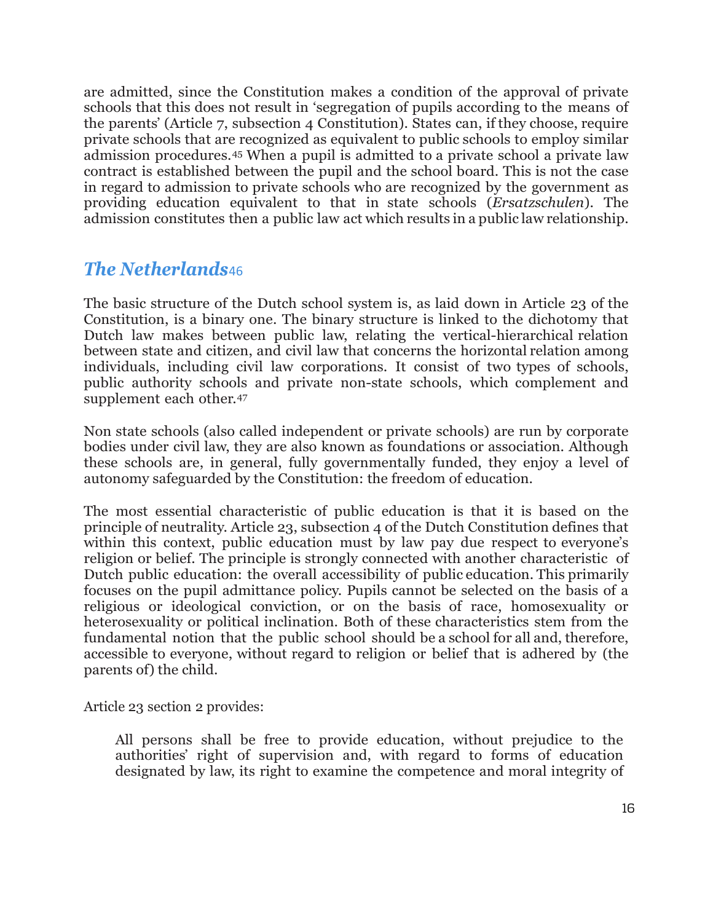are admitted, since the Constitution makes a condition of the approval of private schools that this does not result in 'segregation of pupils according to the means of the parents' (Article 7, subsection 4 Constitution). States can, if they choose, require private schools that are recognized as equivalent to public schools to employ similar admission procedures.[45] When a pupil is admitted to a private school a private law contract is established between the pupil and the school board. This is not the case in regard to admission to private schools who are recognized by the government as providing education equivalent to that in state schools (*Ersatzschulen*). The admission constitutes then a public law act which results in a public law relationship.

## *The Netherlands*[46]

The basic structure of the Dutch school system is, as laid down in Article 23 of the Constitution, is a binary one. The binary structure is linked to the dichotomy that Dutch law makes between public law, relating the vertical-hierarchical relation between state and citizen, and civil law that concerns the horizontal relation among individuals, including civil law corporations. It consist of two types of schools, public authority schools and private non-state schools, which complement and supplement each other.[47]

Non state schools (also called independent or private schools) are run by corporate bodies under civil law, they are also known as foundations or association. Although these schools are, in general, fully governmentally funded, they enjoy a level of autonomy safeguarded by the Constitution: the freedom of education.

The most essential characteristic of public education is that it is based on the principle of neutrality. Article 23, subsection 4 of the Dutch Constitution defines that within this context, public education must by law pay due respect to everyone's religion or belief. The principle is strongly connected with another characteristic of Dutch public education: the overall accessibility of public education. This primarily focuses on the pupil admittance policy. Pupils cannot be selected on the basis of a religious or ideological conviction, or on the basis of race, homosexuality or heterosexuality or political inclination. Both of these characteristics stem from the fundamental notion that the public school should be a school for all and, therefore, accessible to everyone, without regard to religion or belief that is adhered by (the parents of) the child.

Article 23 section 2 provides:

> All persons shall be free to provide education, without prejudice to the authorities' right of supervision and, with regard to forms of education designated by law, its right to examine the competence and moral integrity of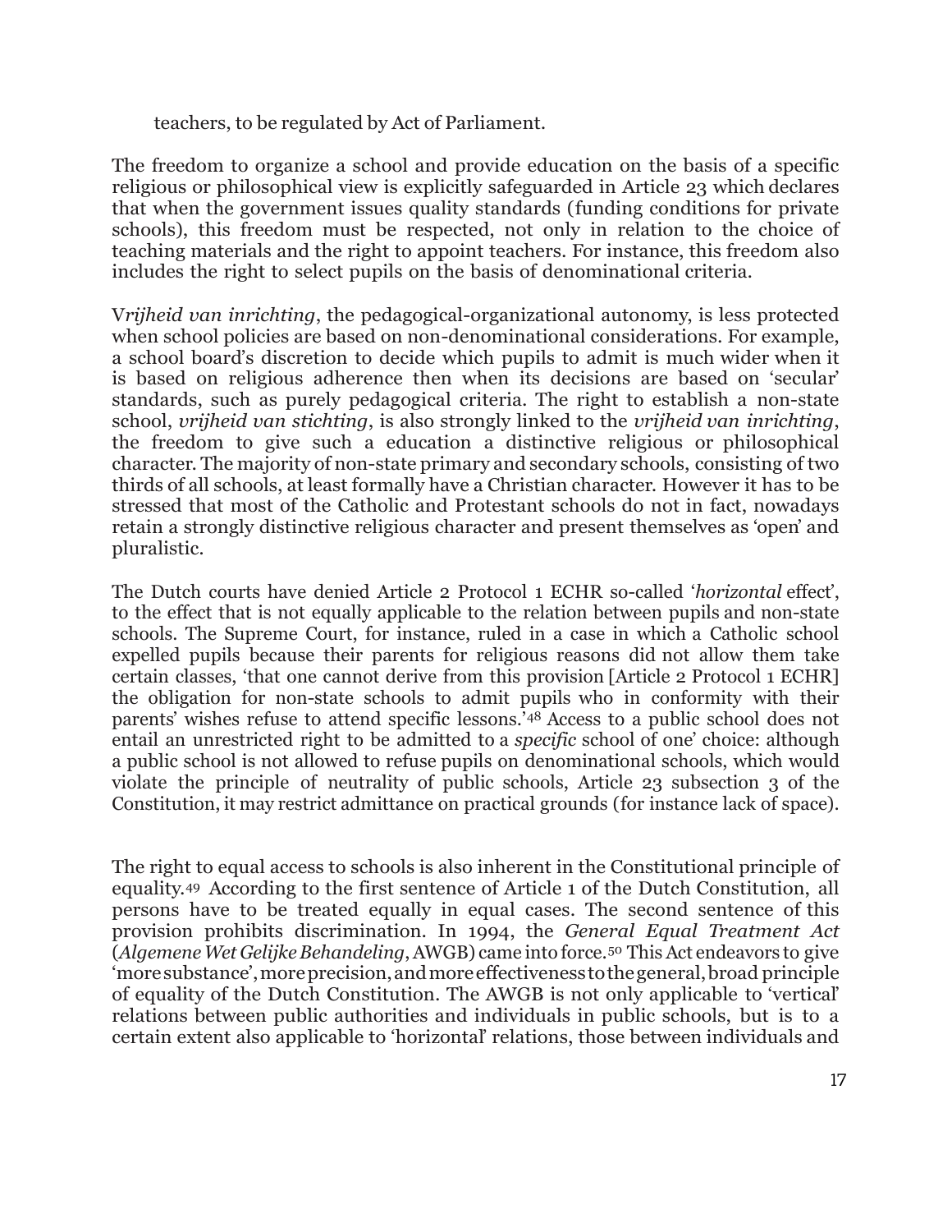teachers, to be regulated by Act of Parliament.

The freedom to organize a school and provide education on the basis of a specific religious or philosophical view is explicitly safeguarded in Article 23 which declares that when the government issues quality standards (funding conditions for private schools), this freedom must be respected, not only in relation to the choice of teaching materials and the right to appoint teachers. For instance, this freedom also includes the right to select pupils on the basis of denominational criteria.

V*rijheid van inrichting*, the pedagogical-organizational autonomy, is less protected when school policies are based on non-denominational considerations. For example, a school board's discretion to decide which pupils to admit is much wider when it is based on religious adherence then when its decisions are based on 'secular' standards, such as purely pedagogical criteria. The right to establish a non-state school, *vrijheid van stichting*, is also strongly linked to the *vrijheid van inrichting*, the freedom to give such a education a distinctive religious or philosophical character. The majority of non-state primary and secondary schools, consisting of two thirds of all schools, at least formally have a Christian character. However it has to be stressed that most of the Catholic and Protestant schools do not in fact, nowadays retain a strongly distinctive religious character and present themselves as 'open' and pluralistic.

The Dutch courts have denied Article 2 Protocol 1 ECHR so-called '*horizontal* effect', to the effect that is not equally applicable to the relation between pupils and non-state schools. The Supreme Court, for instance, ruled in a case in which a Catholic school expelled pupils because their parents for religious reasons did not allow them take certain classes, 'that one cannot derive from this provision [Article 2 Protocol 1 ECHR] the obligation for non-state schools to admit pupils who in conformity with their parents' wishes refuse to attend specific lessons.'[48] Access to a public school does not entail an unrestricted right to be admitted to a *specific* school of one' choice: although a public school is not allowed to refuse pupils on denominational schools, which would violate the principle of neutrality of public schools, Article 23 subsection 3 of the Constitution, it may restrict admittance on practical grounds (for instance lack of space).

The right to equal access to schools is also inherent in the Constitutional principle of equality.[49] According to the first sentence of Article 1 of the Dutch Constitution, all persons have to be treated equally in equal cases. The second sentence of this provision prohibits discrimination. In 1994, the *General Equal Treatment Act* (*Algemene Wet Gelijke Behandeling*, AWGB) came into force.[50] This Act endeavors to give 'more substance', more precision, and more effectiveness to the general, broad principle of equality of the Dutch Constitution. The AWGB is not only applicable to 'vertical' relations between public authorities and individuals in public schools, but is to a certain extent also applicable to 'horizontal' relations, those between individuals and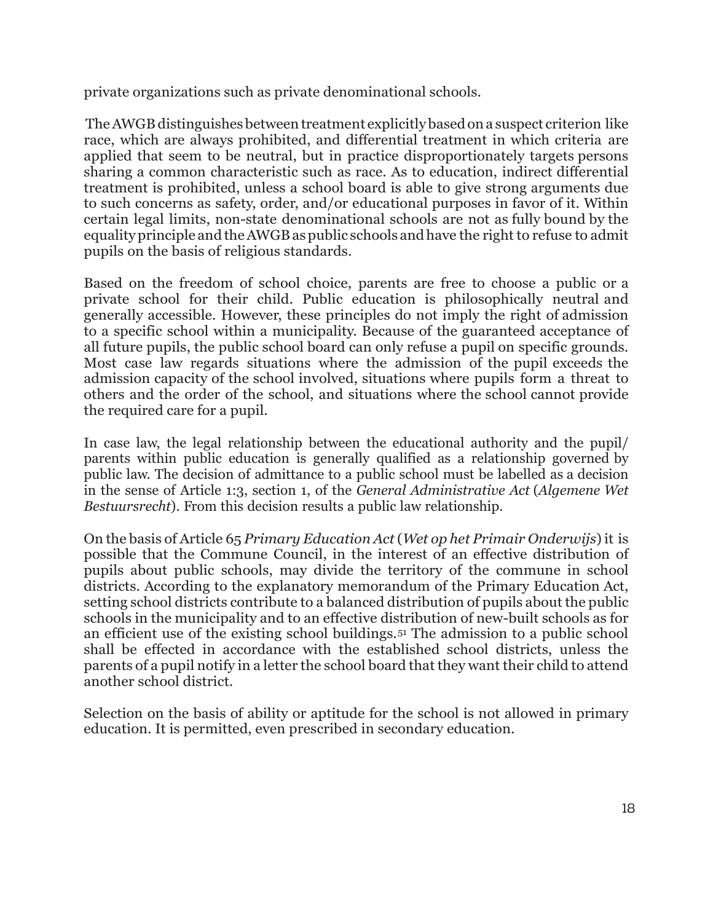private organizations such as private denominational schools.

The AWGB distinguishes between treatment explicitly based on a suspect criterion like race, which are always prohibited, and differential treatment in which criteria are applied that seem to be neutral, but in practice disproportionately targets persons sharing a common characteristic such as race. As to education, indirect differential treatment is prohibited, unless a school board is able to give strong arguments due to such concerns as safety, order, and/or educational purposes in favor of it. Within certain legal limits, non-state denominational schools are not as fully bound by the equality principle and the AWGB as public schools and have the right to refuse to admit pupils on the basis of religious standards.

Based on the freedom of school choice, parents are free to choose a public or a private school for their child. Public education is philosophically neutral and generally accessible. However, these principles do not imply the right of admission to a specific school within a municipality. Because of the guaranteed acceptance of all future pupils, the public school board can only refuse a pupil on specific grounds. Most case law regards situations where the admission of the pupil exceeds the admission capacity of the school involved, situations where pupils form a threat to others and the order of the school, and situations where the school cannot provide the required care for a pupil.

In case law, the legal relationship between the educational authority and the pupil/ parents within public education is generally qualified as a relationship governed by public law. The decision of admittance to a public school must be labelled as a decision in the sense of Article 1:3, section 1, of the *General Administrative Act* (*Algemene Wet Bestuursrecht*). From this decision results a public law relationship.

On the basis of Article 65 *Primary Education Act* (*Wet op het Primair Onderwijs*) it is possible that the Commune Council, in the interest of an effective distribution of pupils about public schools, may divide the territory of the commune in school districts. According to the explanatory memorandum of the Primary Education Act, setting school districts contribute to a balanced distribution of pupils about the public schools in the municipality and to an effective distribution of new-built schools as for an efficient use of the existing school buildings.[51] The admission to a public school shall be effected in accordance with the established school districts, unless the parents of a pupil notify in a letter the school board that they want their child to attend another school district.

Selection on the basis of ability or aptitude for the school is not allowed in primary education. It is permitted, even prescribed in secondary education.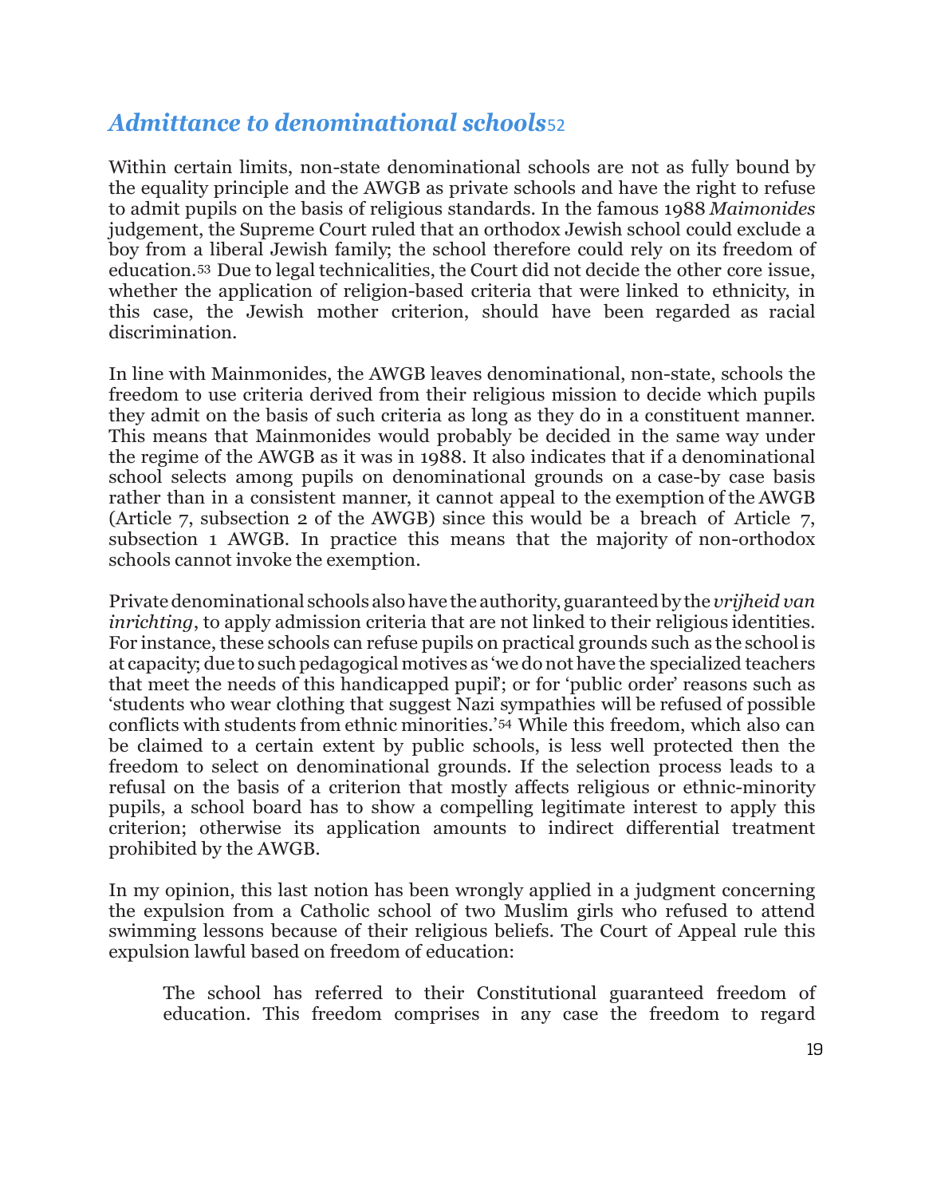## *Admittance to denominational schools*[52]

Within certain limits, non-state denominational schools are not as fully bound by the equality principle and the AWGB as private schools and have the right to refuse to admit pupils on the basis of religious standards. In the famous 1988 *Maimonides* judgement, the Supreme Court ruled that an orthodox Jewish school could exclude a boy from a liberal Jewish family; the school therefore could rely on its freedom of education.[53] Due to legal technicalities, the Court did not decide the other core issue, whether the application of religion-based criteria that were linked to ethnicity, in this case, the Jewish mother criterion, should have been regarded as racial discrimination.

In line with Mainmonides, the AWGB leaves denominational, non-state, schools the freedom to use criteria derived from their religious mission to decide which pupils they admit on the basis of such criteria as long as they do in a constituent manner. This means that Mainmonides would probably be decided in the same way under the regime of the AWGB as it was in 1988. It also indicates that if a denominational school selects among pupils on denominational grounds on a case-by case basis rather than in a consistent manner, it cannot appeal to the exemption of the AWGB (Article 7, subsection 2 of the AWGB) since this would be a breach of Article 7, subsection 1 AWGB. In practice this means that the majority of non-orthodox schools cannot invoke the exemption.

Private denominational schools also have the authority, guaranteed by the *vrijheid van inrichting*, to apply admission criteria that are not linked to their religious identities. For instance, these schools can refuse pupils on practical grounds such as the school is at capacity; due to such pedagogical motives as 'we do not have the specialized teachers that meet the needs of this handicapped pupil'; or for 'public order' reasons such as 'students who wear clothing that suggest Nazi sympathies will be refused of possible conflicts with students from ethnic minorities.'[54] While this freedom, which also can be claimed to a certain extent by public schools, is less well protected then the freedom to select on denominational grounds. If the selection process leads to a refusal on the basis of a criterion that mostly affects religious or ethnic-minority pupils, a school board has to show a compelling legitimate interest to apply this criterion; otherwise its application amounts to indirect differential treatment prohibited by the AWGB.

In my opinion, this last notion has been wrongly applied in a judgment concerning the expulsion from a Catholic school of two Muslim girls who refused to attend swimming lessons because of their religious beliefs. The Court of Appeal rule this expulsion lawful based on freedom of education:

> The school has referred to their Constitutional guaranteed freedom of education. This freedom comprises in any case the freedom to regard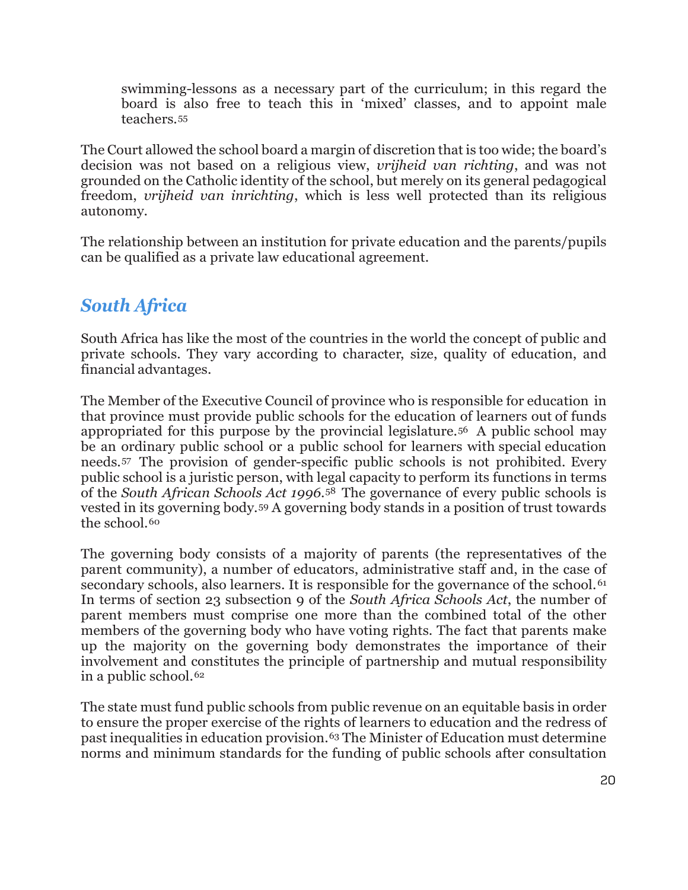> swimming-lessons as a necessary part of the curriculum; in this regard the board is also free to teach this in 'mixed' classes, and to appoint male teachers.[55]

The Court allowed the school board a margin of discretion that is too wide; the board's decision was not based on a religious view, *vrijheid van richting*, and was not grounded on the Catholic identity of the school, but merely on its general pedagogical freedom, *vrijheid van inrichting*, which is less well protected than its religious autonomy.

The relationship between an institution for private education and the parents/pupils can be qualified as a private law educational agreement.

## *South Africa*

South Africa has like the most of the countries in the world the concept of public and private schools. They vary according to character, size, quality of education, and financial advantages.

The Member of the Executive Council of province who is responsible for education in that province must provide public schools for the education of learners out of funds appropriated for this purpose by the provincial legislature.[56] A public school may be an ordinary public school or a public school for learners with special education needs.[57] The provision of gender-specific public schools is not prohibited. Every public school is a juristic person, with legal capacity to perform its functions in terms of the *South African Schools Act 1996*.[58] The governance of every public schools is vested in its governing body.[59] A governing body stands in a position of trust towards the school.[60]

The governing body consists of a majority of parents (the representatives of the parent community), a number of educators, administrative staff and, in the case of secondary schools, also learners. It is responsible for the governance of the school.[61] In terms of section 23 subsection 9 of the *South Africa Schools Act*, the number of parent members must comprise one more than the combined total of the other members of the governing body who have voting rights. The fact that parents make up the majority on the governing body demonstrates the importance of their involvement and constitutes the principle of partnership and mutual responsibility in a public school.[62]

The state must fund public schools from public revenue on an equitable basis in order to ensure the proper exercise of the rights of learners to education and the redress of past inequalities in education provision.[63] The Minister of Education must determine norms and minimum standards for the funding of public schools after consultation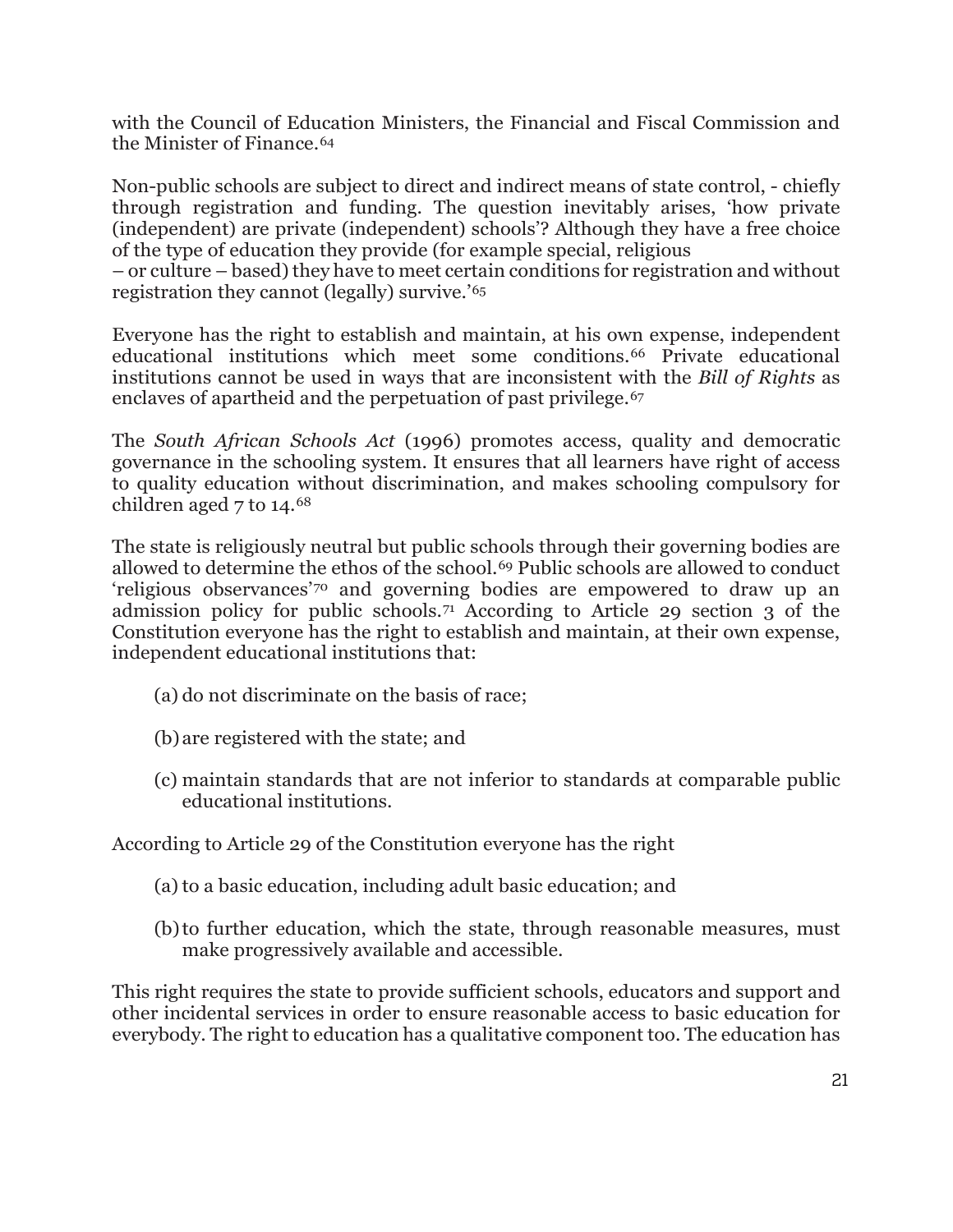with the Council of Education Ministers, the Financial and Fiscal Commission and the Minister of Finance.[64]

Non-public schools are subject to direct and indirect means of state control, - chiefly through registration and funding. The question inevitably arises, 'how private (independent) are private (independent) schools'? Although they have a free choice of the type of education they provide (for example special, religious – or culture – based) they have to meet certain conditions for registration and without registration they cannot (legally) survive.'[65]

Everyone has the right to establish and maintain, at his own expense, independent educational institutions which meet some conditions.[66] Private educational institutions cannot be used in ways that are inconsistent with the *Bill of Rights* as enclaves of apartheid and the perpetuation of past privilege.[67]

The *South African Schools Act* (1996) promotes access, quality and democratic governance in the schooling system. It ensures that all learners have right of access to quality education without discrimination, and makes schooling compulsory for children aged 7 to 14.[68]

The state is religiously neutral but public schools through their governing bodies are allowed to determine the ethos of the school.[69] Public schools are allowed to conduct 'religious observances'[70] and governing bodies are empowered to draw up an admission policy for public schools.[71] According to Article 29 section 3 of the Constitution everyone has the right to establish and maintain, at their own expense, independent educational institutions that:

(a) do not discriminate on the basis of race;

(b) are registered with the state; and

(c) maintain standards that are not inferior to standards at comparable public educational institutions.

According to Article 29 of the Constitution everyone has the right

(a) to a basic education, including adult basic education; and

(b) to further education, which the state, through reasonable measures, must make progressively available and accessible.

This right requires the state to provide sufficient schools, educators and support and other incidental services in order to ensure reasonable access to basic education for everybody. The right to education has a qualitative component too. The education has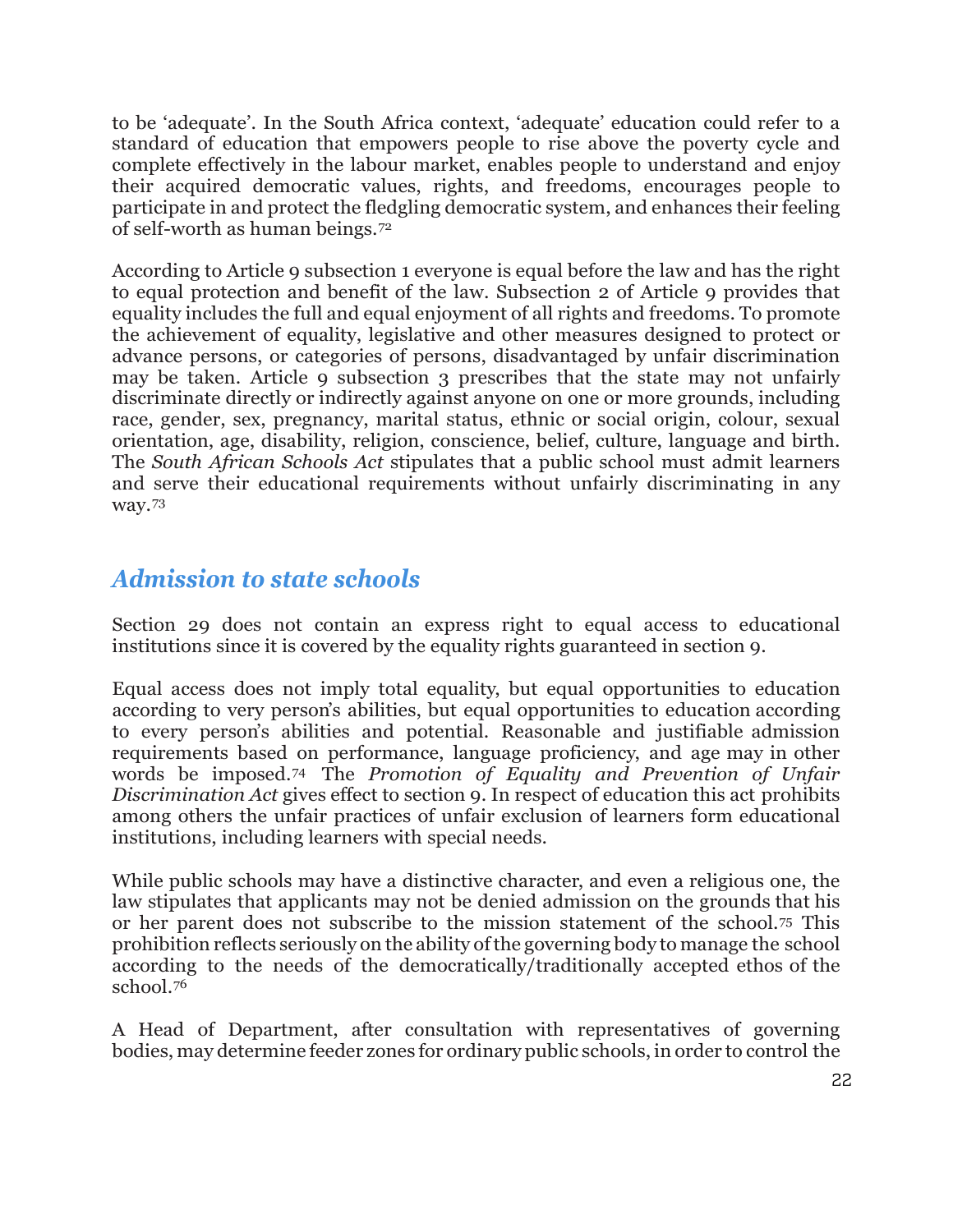to be 'adequate'. In the South Africa context, 'adequate' education could refer to a standard of education that empowers people to rise above the poverty cycle and complete effectively in the labour market, enables people to understand and enjoy their acquired democratic values, rights, and freedoms, encourages people to participate in and protect the fledgling democratic system, and enhances their feeling of self-worth as human beings.[72]

According to Article 9 subsection 1 everyone is equal before the law and has the right to equal protection and benefit of the law. Subsection 2 of Article 9 provides that equality includes the full and equal enjoyment of all rights and freedoms. To promote the achievement of equality, legislative and other measures designed to protect or advance persons, or categories of persons, disadvantaged by unfair discrimination may be taken. Article 9 subsection 3 prescribes that the state may not unfairly discriminate directly or indirectly against anyone on one or more grounds, including race, gender, sex, pregnancy, marital status, ethnic or social origin, colour, sexual orientation, age, disability, religion, conscience, belief, culture, language and birth. The *South African Schools Act* stipulates that a public school must admit learners and serve their educational requirements without unfairly discriminating in any way.[73]

## *Admission to state schools*

Section 29 does not contain an express right to equal access to educational institutions since it is covered by the equality rights guaranteed in section 9.

Equal access does not imply total equality, but equal opportunities to education according to very person's abilities, but equal opportunities to education according to every person's abilities and potential. Reasonable and justifiable admission requirements based on performance, language proficiency, and age may in other words be imposed.[74] The *Promotion of Equality and Prevention of Unfair Discrimination Act* gives effect to section 9. In respect of education this act prohibits among others the unfair practices of unfair exclusion of learners form educational institutions, including learners with special needs.

While public schools may have a distinctive character, and even a religious one, the law stipulates that applicants may not be denied admission on the grounds that his or her parent does not subscribe to the mission statement of the school.[75] This prohibition reflects seriously on the ability of the governing body to manage the school according to the needs of the democratically/traditionally accepted ethos of the school.[76]

A Head of Department, after consultation with representatives of governing bodies, may determine feeder zones for ordinary public schools, in order to control the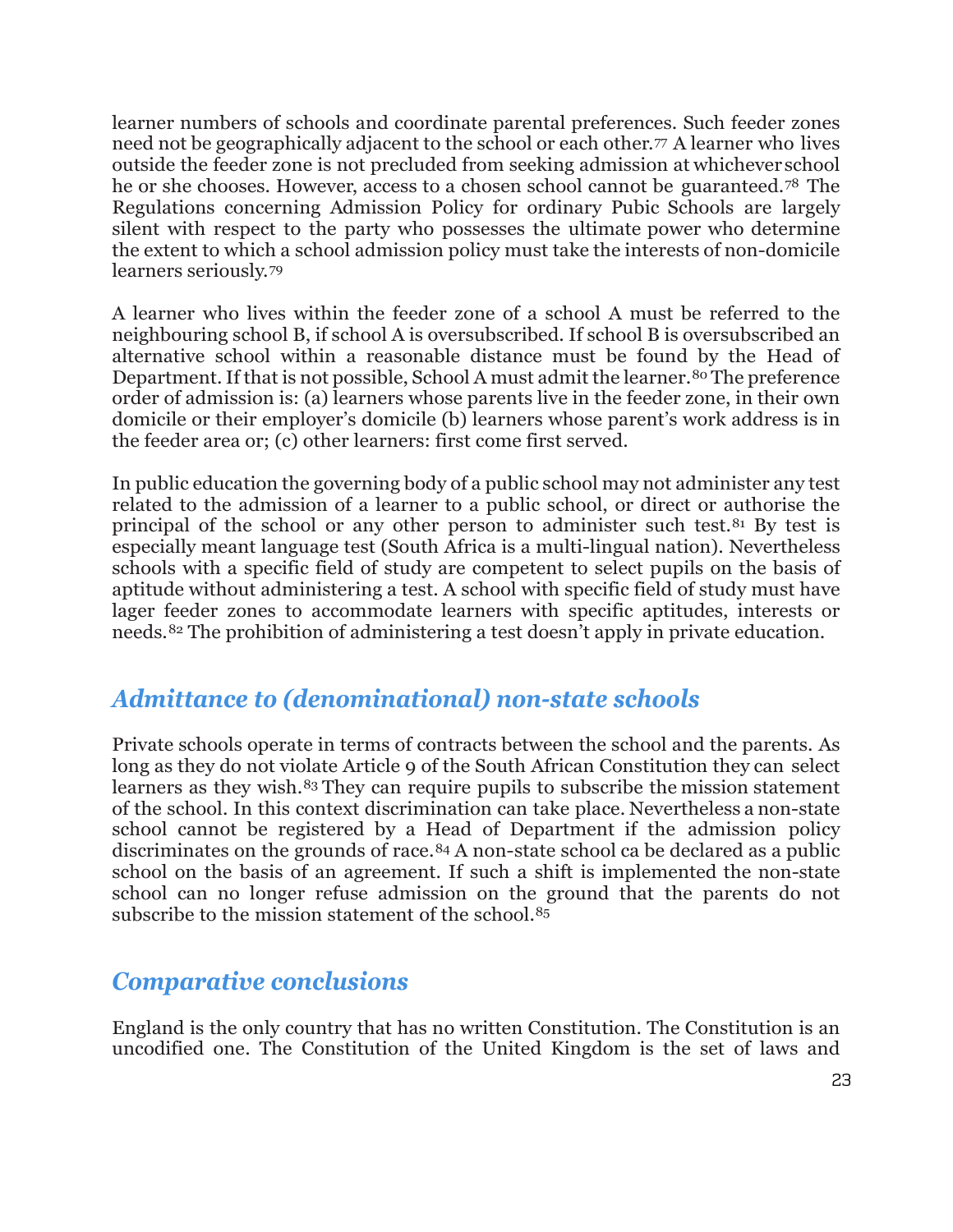learner numbers of schools and coordinate parental preferences. Such feeder zones need not be geographically adjacent to the school or each other.[77] A learner who lives outside the feeder zone is not precluded from seeking admission at whichever school he or she chooses. However, access to a chosen school cannot be guaranteed.[78] The Regulations concerning Admission Policy for ordinary Pubic Schools are largely silent with respect to the party who possesses the ultimate power who determine the extent to which a school admission policy must take the interests of non-domicile learners seriously.[79]

A learner who lives within the feeder zone of a school A must be referred to the neighbouring school B, if school A is oversubscribed. If school B is oversubscribed an alternative school within a reasonable distance must be found by the Head of Department. If that is not possible, School A must admit the learner.[80] The preference order of admission is: (a) learners whose parents live in the feeder zone, in their own domicile or their employer's domicile (b) learners whose parent's work address is in the feeder area or; (c) other learners: first come first served.

In public education the governing body of a public school may not administer any test related to the admission of a learner to a public school, or direct or authorise the principal of the school or any other person to administer such test.[81] By test is especially meant language test (South Africa is a multi-lingual nation). Nevertheless schools with a specific field of study are competent to select pupils on the basis of aptitude without administering a test. A school with specific field of study must have lager feeder zones to accommodate learners with specific aptitudes, interests or needs.[82] The prohibition of administering a test doesn't apply in private education.

## *Admittance to (denominational) non-state schools*

Private schools operate in terms of contracts between the school and the parents. As long as they do not violate Article 9 of the South African Constitution they can select learners as they wish.[83] They can require pupils to subscribe the mission statement of the school. In this context discrimination can take place. Nevertheless a non-state school cannot be registered by a Head of Department if the admission policy discriminates on the grounds of race.[84] A non-state school ca be declared as a public school on the basis of an agreement. If such a shift is implemented the non-state school can no longer refuse admission on the ground that the parents do not subscribe to the mission statement of the school.[85]

## *Comparative conclusions*

England is the only country that has no written Constitution. The Constitution is an uncodified one. The Constitution of the United Kingdom is the set of laws and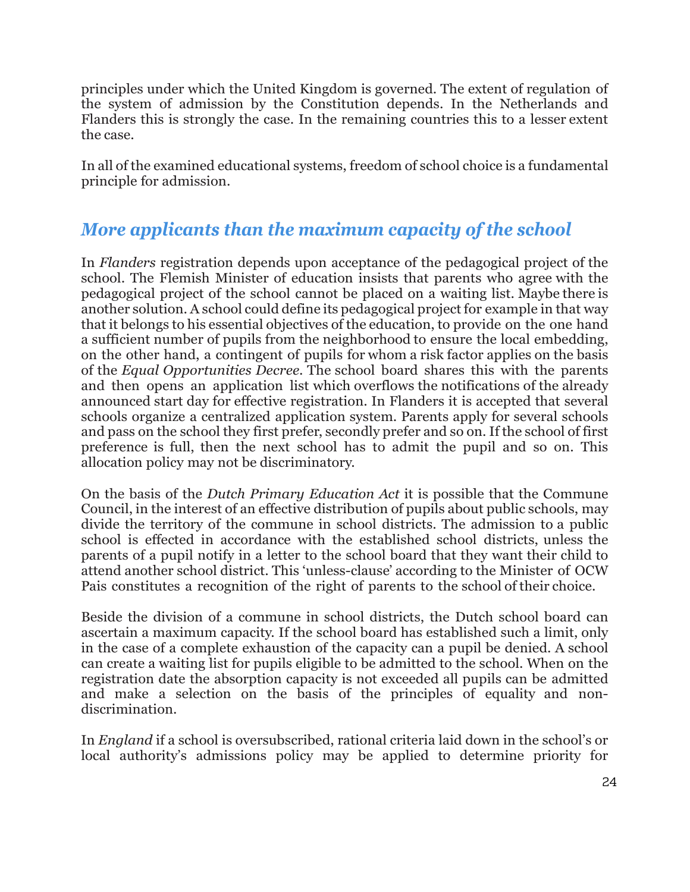principles under which the United Kingdom is governed. The extent of regulation of the system of admission by the Constitution depends. In the Netherlands and Flanders this is strongly the case. In the remaining countries this to a lesser extent the case.

In all of the examined educational systems, freedom of school choice is a fundamental principle for admission.

## *More applicants than the maximum capacity of the school*

In *Flanders* registration depends upon acceptance of the pedagogical project of the school. The Flemish Minister of education insists that parents who agree with the pedagogical project of the school cannot be placed on a waiting list. Maybe there is another solution. A school could define its pedagogical project for example in that way that it belongs to his essential objectives of the education, to provide on the one hand a sufficient number of pupils from the neighborhood to ensure the local embedding, on the other hand, a contingent of pupils for whom a risk factor applies on the basis of the *Equal Opportunities Decree*. The school board shares this with the parents and then opens an application list which overflows the notifications of the already announced start day for effective registration. In Flanders it is accepted that several schools organize a centralized application system. Parents apply for several schools and pass on the school they first prefer, secondly prefer and so on. If the school of first preference is full, then the next school has to admit the pupil and so on. This allocation policy may not be discriminatory.

On the basis of the *Dutch Primary Education Act* it is possible that the Commune Council, in the interest of an effective distribution of pupils about public schools, may divide the territory of the commune in school districts. The admission to a public school is effected in accordance with the established school districts, unless the parents of a pupil notify in a letter to the school board that they want their child to attend another school district. This 'unless-clause' according to the Minister of OCW Pais constitutes a recognition of the right of parents to the school of their choice.

Beside the division of a commune in school districts, the Dutch school board can ascertain a maximum capacity. If the school board has established such a limit, only in the case of a complete exhaustion of the capacity can a pupil be denied. A school can create a waiting list for pupils eligible to be admitted to the school. When on the registration date the absorption capacity is not exceeded all pupils can be admitted and make a selection on the basis of the principles of equality and non-discrimination.

In *England* if a school is oversubscribed, rational criteria laid down in the school's or local authority's admissions policy may be applied to determine priority for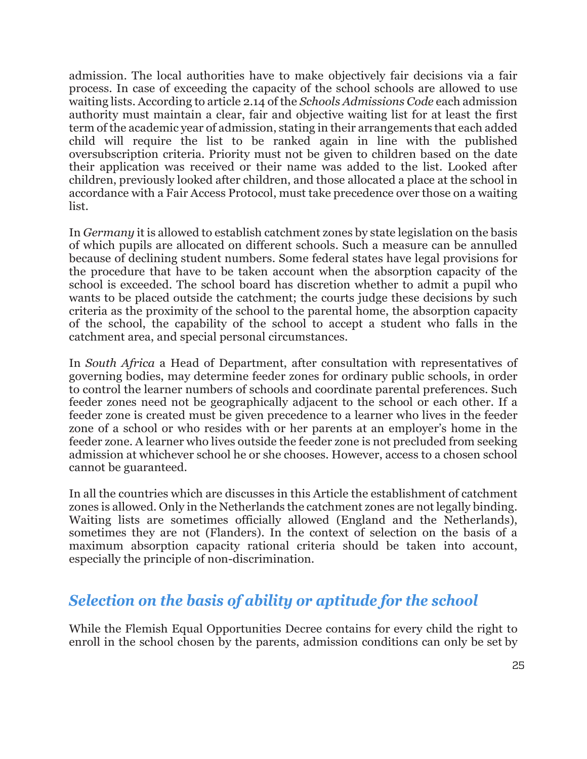admission. The local authorities have to make objectively fair decisions via a fair process. In case of exceeding the capacity of the school schools are allowed to use waiting lists. According to article 2.14 of the *Schools Admissions Code* each admission authority must maintain a clear, fair and objective waiting list for at least the first term of the academic year of admission, stating in their arrangements that each added child will require the list to be ranked again in line with the published oversubscription criteria. Priority must not be given to children based on the date their application was received or their name was added to the list. Looked after children, previously looked after children, and those allocated a place at the school in accordance with a Fair Access Protocol, must take precedence over those on a waiting list.

In *Germany* it is allowed to establish catchment zones by state legislation on the basis of which pupils are allocated on different schools. Such a measure can be annulled because of declining student numbers. Some federal states have legal provisions for the procedure that have to be taken account when the absorption capacity of the school is exceeded. The school board has discretion whether to admit a pupil who wants to be placed outside the catchment; the courts judge these decisions by such criteria as the proximity of the school to the parental home, the absorption capacity of the school, the capability of the school to accept a student who falls in the catchment area, and special personal circumstances.

In *South Africa* a Head of Department, after consultation with representatives of governing bodies, may determine feeder zones for ordinary public schools, in order to control the learner numbers of schools and coordinate parental preferences. Such feeder zones need not be geographically adjacent to the school or each other. If a feeder zone is created must be given precedence to a learner who lives in the feeder zone of a school or who resides with or her parents at an employer's home in the feeder zone. A learner who lives outside the feeder zone is not precluded from seeking admission at whichever school he or she chooses. However, access to a chosen school cannot be guaranteed.

In all the countries which are discusses in this Article the establishment of catchment zones is allowed. Only in the Netherlands the catchment zones are not legally binding. Waiting lists are sometimes officially allowed (England and the Netherlands), sometimes they are not (Flanders). In the context of selection on the basis of a maximum absorption capacity rational criteria should be taken into account, especially the principle of non-discrimination.

## *Selection on the basis of ability or aptitude for the school*

While the Flemish Equal Opportunities Decree contains for every child the right to enroll in the school chosen by the parents, admission conditions can only be set by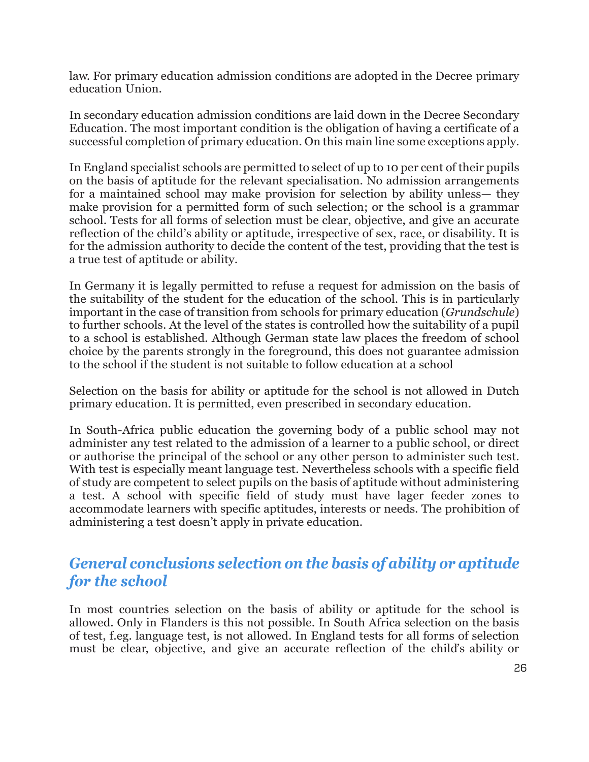law. For primary education admission conditions are adopted in the Decree primary education Union.

In secondary education admission conditions are laid down in the Decree Secondary Education. The most important condition is the obligation of having a certificate of a successful completion of primary education. On this main line some exceptions apply.

In England specialist schools are permitted to select of up to 10 per cent of their pupils on the basis of aptitude for the relevant specialisation. No admission arrangements for a maintained school may make provision for selection by ability unless— they make provision for a permitted form of such selection; or the school is a grammar school. Tests for all forms of selection must be clear, objective, and give an accurate reflection of the child's ability or aptitude, irrespective of sex, race, or disability. It is for the admission authority to decide the content of the test, providing that the test is a true test of aptitude or ability.

In Germany it is legally permitted to refuse a request for admission on the basis of the suitability of the student for the education of the school. This is in particularly important in the case of transition from schools for primary education (*Grundschule*) to further schools. At the level of the states is controlled how the suitability of a pupil to a school is established. Although German state law places the freedom of school choice by the parents strongly in the foreground, this does not guarantee admission to the school if the student is not suitable to follow education at a school

Selection on the basis for ability or aptitude for the school is not allowed in Dutch primary education. It is permitted, even prescribed in secondary education.

In South-Africa public education the governing body of a public school may not administer any test related to the admission of a learner to a public school, or direct or authorise the principal of the school or any other person to administer such test. With test is especially meant language test. Nevertheless schools with a specific field of study are competent to select pupils on the basis of aptitude without administering a test. A school with specific field of study must have lager feeder zones to accommodate learners with specific aptitudes, interests or needs. The prohibition of administering a test doesn't apply in private education.

## *General conclusions selection on the basis of ability or aptitude for the school*

In most countries selection on the basis of ability or aptitude for the school is allowed. Only in Flanders is this not possible. In South Africa selection on the basis of test, f.eg. language test, is not allowed. In England tests for all forms of selection must be clear, objective, and give an accurate reflection of the child's ability or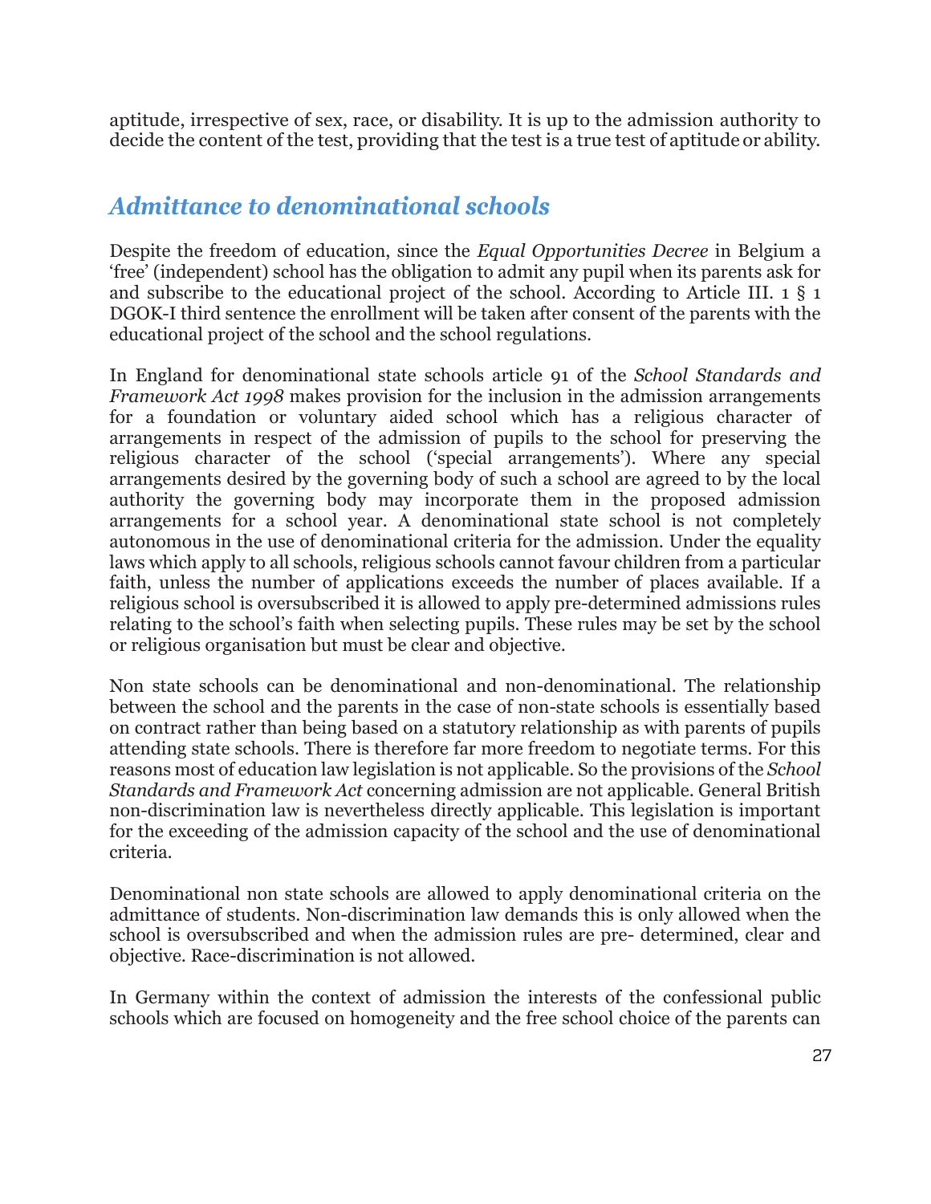aptitude, irrespective of sex, race, or disability. It is up to the admission authority to decide the content of the test, providing that the test is a true test of aptitude or ability.

## *Admittance to denominational schools*

Despite the freedom of education, since the *Equal Opportunities Decree* in Belgium a 'free' (independent) school has the obligation to admit any pupil when its parents ask for and subscribe to the educational project of the school. According to Article III. 1 § 1 DGOK-I third sentence the enrollment will be taken after consent of the parents with the educational project of the school and the school regulations.

In England for denominational state schools article 91 of the *School Standards and Framework Act 1998* makes provision for the inclusion in the admission arrangements for a foundation or voluntary aided school which has a religious character of arrangements in respect of the admission of pupils to the school for preserving the religious character of the school ('special arrangements'). Where any special arrangements desired by the governing body of such a school are agreed to by the local authority the governing body may incorporate them in the proposed admission arrangements for a school year. A denominational state school is not completely autonomous in the use of denominational criteria for the admission. Under the equality laws which apply to all schools, religious schools cannot favour children from a particular faith, unless the number of applications exceeds the number of places available. If a religious school is oversubscribed it is allowed to apply pre-determined admissions rules relating to the school's faith when selecting pupils. These rules may be set by the school or religious organisation but must be clear and objective.

Non state schools can be denominational and non-denominational. The relationship between the school and the parents in the case of non-state schools is essentially based on contract rather than being based on a statutory relationship as with parents of pupils attending state schools. There is therefore far more freedom to negotiate terms. For this reasons most of education law legislation is not applicable. So the provisions of the *School Standards and Framework Act* concerning admission are not applicable. General British non-discrimination law is nevertheless directly applicable. This legislation is important for the exceeding of the admission capacity of the school and the use of denominational criteria.

Denominational non state schools are allowed to apply denominational criteria on the admittance of students. Non-discrimination law demands this is only allowed when the school is oversubscribed and when the admission rules are pre- determined, clear and objective. Race-discrimination is not allowed.

In Germany within the context of admission the interests of the confessional public schools which are focused on homogeneity and the free school choice of the parents can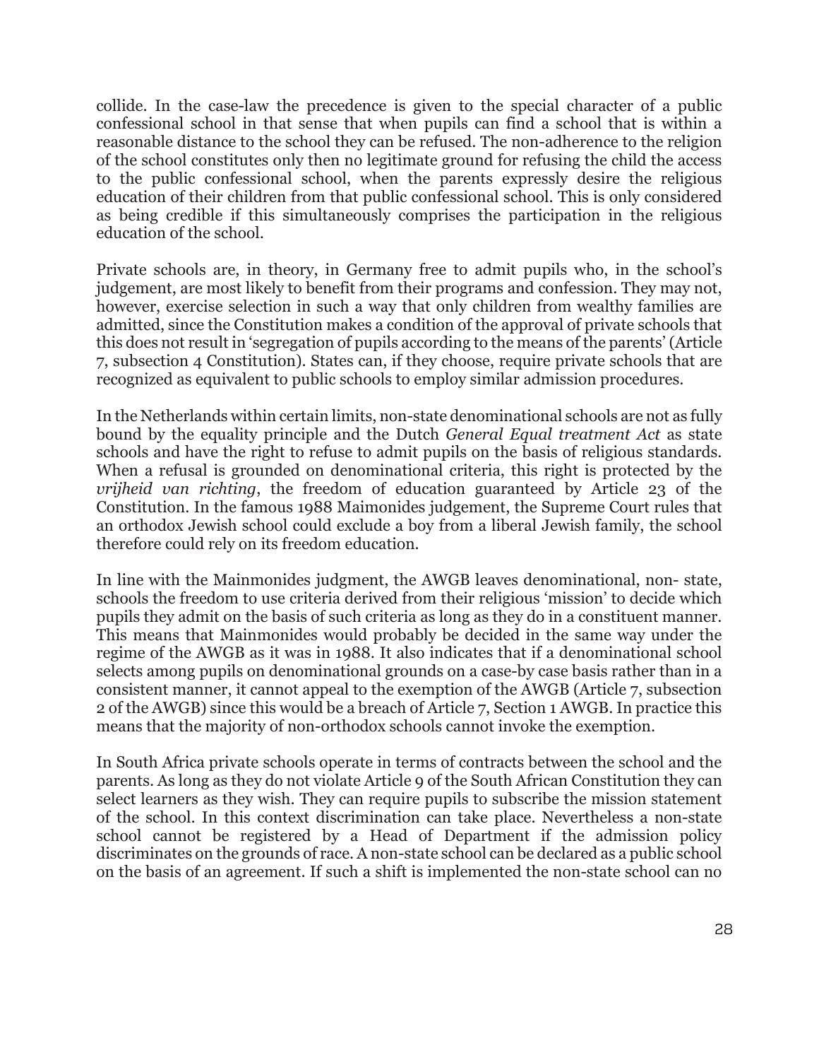collide. In the case-law the precedence is given to the special character of a public confessional school in that sense that when pupils can find a school that is within a reasonable distance to the school they can be refused. The non-adherence to the religion of the school constitutes only then no legitimate ground for refusing the child the access to the public confessional school, when the parents expressly desire the religious education of their children from that public confessional school. This is only considered as being credible if this simultaneously comprises the participation in the religious education of the school.

Private schools are, in theory, in Germany free to admit pupils who, in the school's judgement, are most likely to benefit from their programs and confession. They may not, however, exercise selection in such a way that only children from wealthy families are admitted, since the Constitution makes a condition of the approval of private schools that this does not result in 'segregation of pupils according to the means of the parents' (Article 7, subsection 4 Constitution). States can, if they choose, require private schools that are recognized as equivalent to public schools to employ similar admission procedures.

In the Netherlands within certain limits, non-state denominational schools are not as fully bound by the equality principle and the Dutch *General Equal treatment Act* as state schools and have the right to refuse to admit pupils on the basis of religious standards. When a refusal is grounded on denominational criteria, this right is protected by the *vrijheid van richting*, the freedom of education guaranteed by Article 23 of the Constitution. In the famous 1988 Maimonides judgement, the Supreme Court rules that an orthodox Jewish school could exclude a boy from a liberal Jewish family, the school therefore could rely on its freedom education.

In line with the Mainmonides judgment, the AWGB leaves denominational, non- state, schools the freedom to use criteria derived from their religious 'mission' to decide which pupils they admit on the basis of such criteria as long as they do in a constituent manner. This means that Mainmonides would probably be decided in the same way under the regime of the AWGB as it was in 1988. It also indicates that if a denominational school selects among pupils on denominational grounds on a case-by case basis rather than in a consistent manner, it cannot appeal to the exemption of the AWGB (Article 7, subsection 2 of the AWGB) since this would be a breach of Article 7, Section 1 AWGB. In practice this means that the majority of non-orthodox schools cannot invoke the exemption.

In South Africa private schools operate in terms of contracts between the school and the parents. As long as they do not violate Article 9 of the South African Constitution they can select learners as they wish. They can require pupils to subscribe the mission statement of the school. In this context discrimination can take place. Nevertheless a non-state school cannot be registered by a Head of Department if the admission policy discriminates on the grounds of race. A non-state school can be declared as a public school on the basis of an agreement. If such a shift is implemented the non-state school can no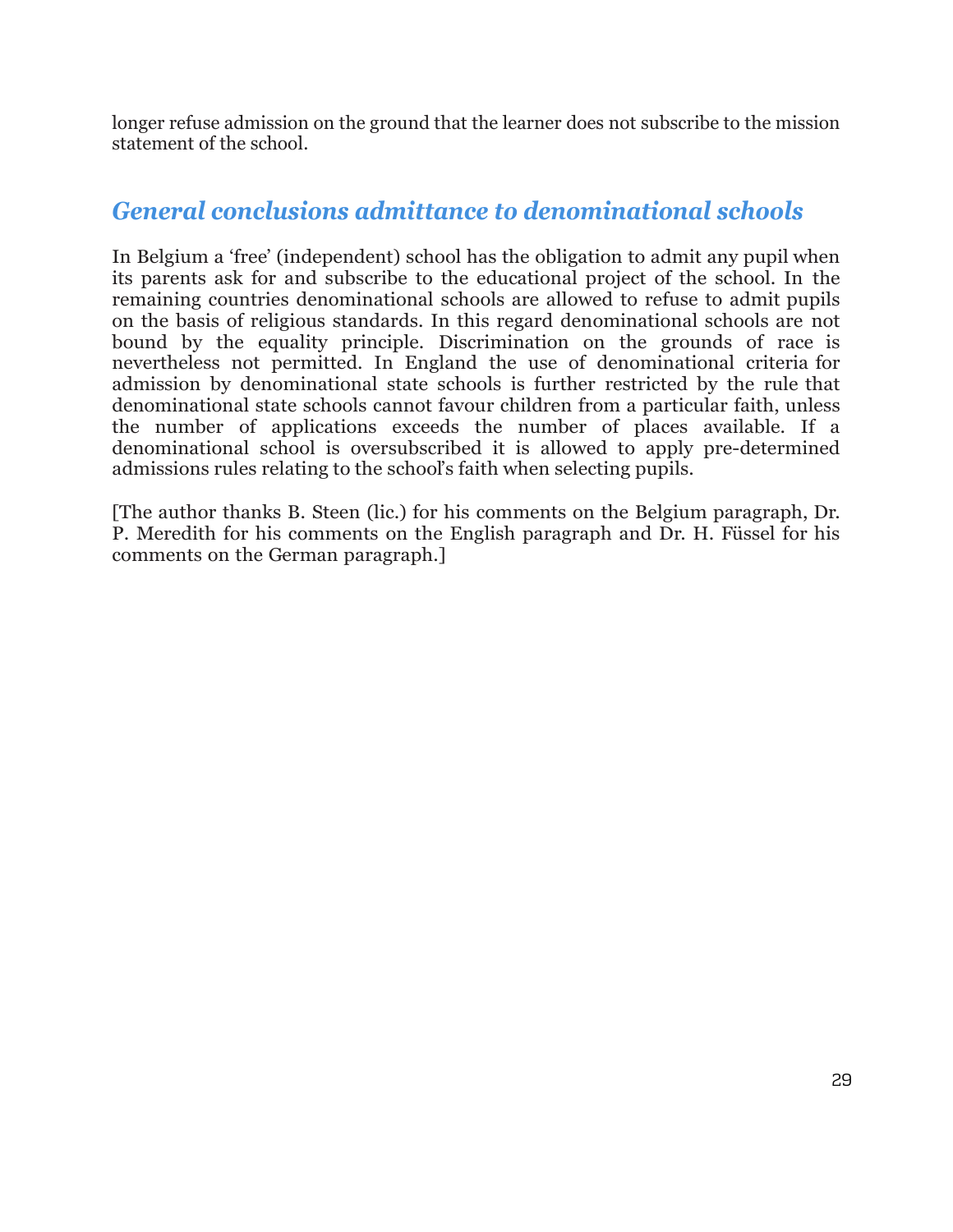longer refuse admission on the ground that the learner does not subscribe to the mission statement of the school.

## *General conclusions admittance to denominational schools*

In Belgium a 'free' (independent) school has the obligation to admit any pupil when its parents ask for and subscribe to the educational project of the school. In the remaining countries denominational schools are allowed to refuse to admit pupils on the basis of religious standards. In this regard denominational schools are not bound by the equality principle. Discrimination on the grounds of race is nevertheless not permitted. In England the use of denominational criteria for admission by denominational state schools is further restricted by the rule that denominational state schools cannot favour children from a particular faith, unless the number of applications exceeds the number of places available. If a denominational school is oversubscribed it is allowed to apply pre-determined admissions rules relating to the school's faith when selecting pupils.

[The author thanks B. Steen (lic.) for his comments on the Belgium paragraph, Dr. P. Meredith for his comments on the English paragraph and Dr. H. Füssel for his comments on the German paragraph.]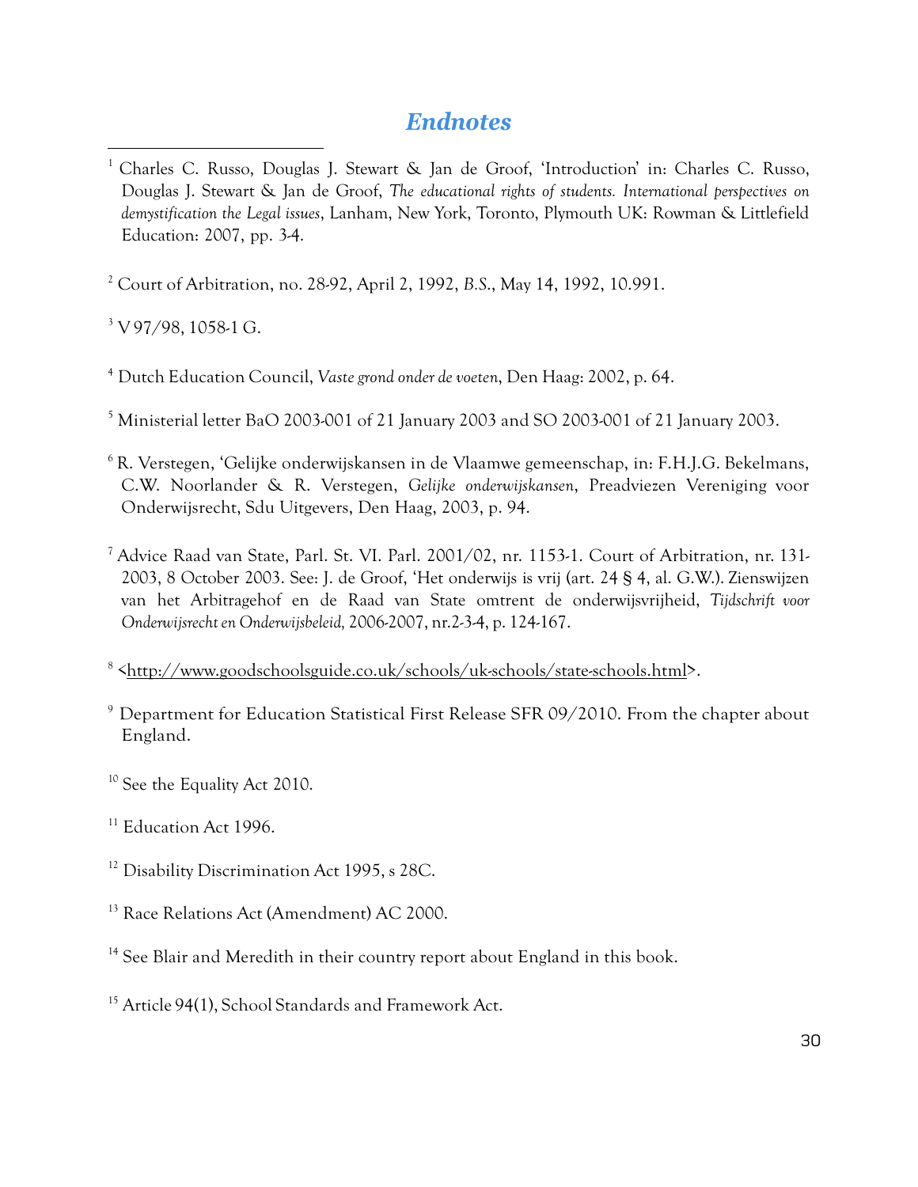# *Endnotes*

[1] Charles C. Russo, Douglas J. Stewart & Jan de Groof, 'Introduction' in: Charles C. Russo, Douglas J. Stewart & Jan de Groof, *The educational rights of students. International perspectives on demystification the Legal issues*, Lanham, New York, Toronto, Plymouth UK: Rowman & Littlefield Education: 2007, pp. 3-4.

[2] Court of Arbitration, no. 28-92, April 2, 1992, *B.S.*, May 14, 1992, 10.991.

[3] V 97/98, 1058-1 G.

[4] Dutch Education Council, *Vaste grond onder de voeten*, Den Haag: 2002, p. 64.

[5] Ministerial letter BaO 2003-001 of 21 January 2003 and SO 2003-001 of 21 January 2003.

[6] R. Verstegen, 'Gelijke onderwijskansen in de Vlaamwe gemeenschap, in: F.H.J.G. Bekelmans, C.W. Noorlander & R. Verstegen, *Gelijke onderwijskansen*, Preadviezen Vereniging voor Onderwijsrecht, Sdu Uitgevers, Den Haag, 2003, p. 94.

[7] Advice Raad van State, Parl. St. VI. Parl. 2001/02, nr. 1153-1. Court of Arbitration, nr. 131-2003, 8 October 2003. See: J. de Groof, 'Het onderwijs is vrij (art. 24 § 4, al. G.W.). Zienswijzen van het Arbitragehof en de Raad van State omtrent de onderwijsvrijheid, *Tijdschrift voor Onderwijsrecht en Onderwijsbeleid,* 2006-2007, nr.2-3-4, p. 124-167.

[8] <http://www.goodschoolsguide.co.uk/schools/uk-schools/state-schools.html>.

[9] Department for Education Statistical First Release SFR 09/2010. From the chapter about England.

[10] See the Equality Act 2010.

[11] Education Act 1996.

[12] Disability Discrimination Act 1995, s 28C.

[13] Race Relations Act (Amendment) AC 2000.

[14] See Blair and Meredith in their country report about England in this book.

[15] Article 94(1), School Standards and Framework Act.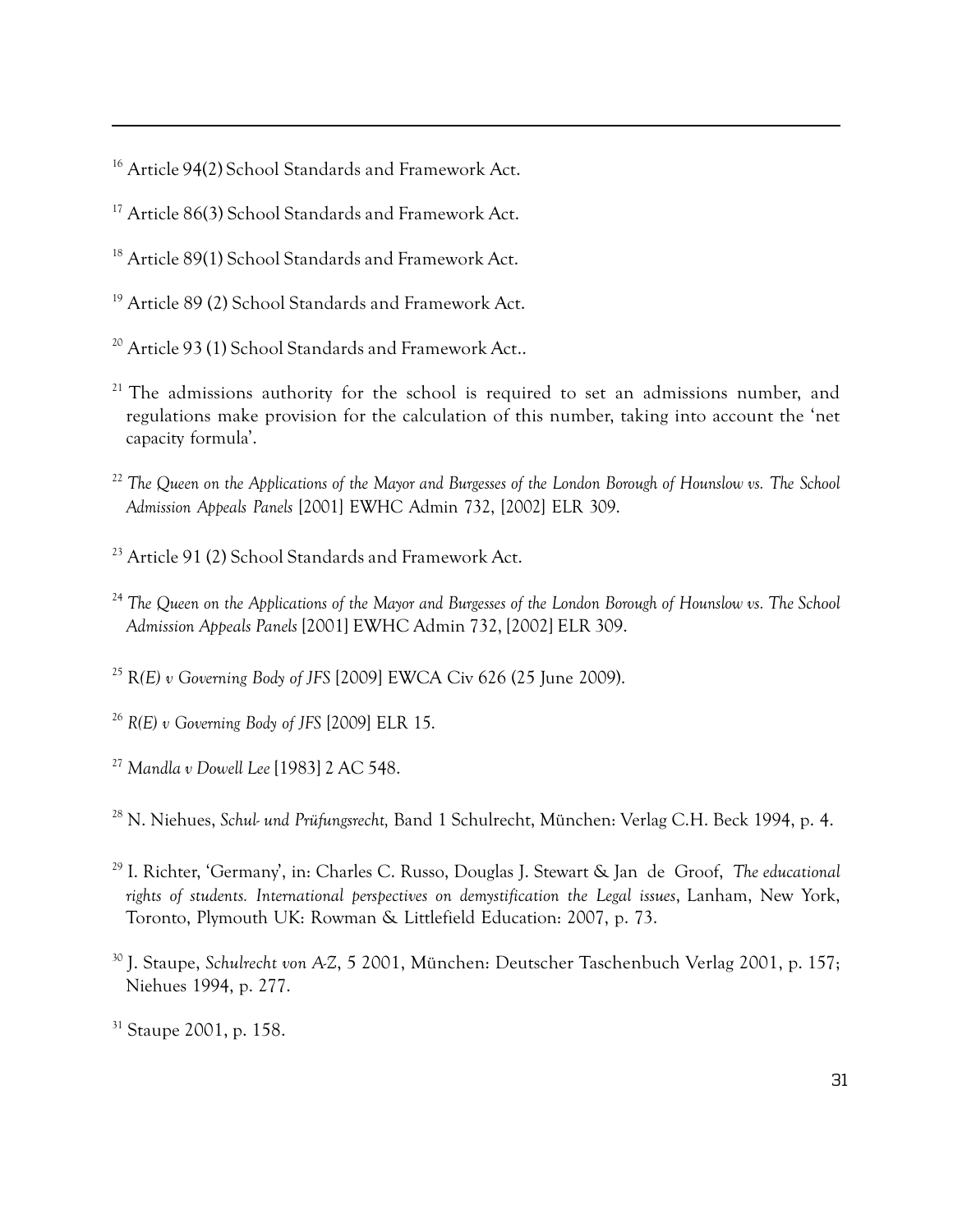[16] Article 94(2) School Standards and Framework Act.

[17] Article 86(3) School Standards and Framework Act.

[18] Article 89(1) School Standards and Framework Act.

[19] Article 89 (2) School Standards and Framework Act.

[20] Article 93 (1) School Standards and Framework Act..

[21] The admissions authority for the school is required to set an admissions number, and regulations make provision for the calculation of this number, taking into account the 'net capacity formula'.

[22] *The Queen on the Applications of the Mayor and Burgesses of the London Borough of Hounslow vs. The School Admission Appeals Panels* [2001] EWHC Admin 732, [2002] ELR 309.

[23] Article 91 (2) School Standards and Framework Act.

[24] *The Queen on the Applications of the Mayor and Burgesses of the London Borough of Hounslow vs. The School Admission Appeals Panels* [2001] EWHC Admin 732, [2002] ELR 309.

[25] R*(E) v Governing Body of JFS* [2009] EWCA Civ 626 (25 June 2009).

[26] *R(E) v Governing Body of JFS* [2009] ELR 15.

[27] *Mandla v Dowell Lee* [1983] 2 AC 548.

[28] N. Niehues, *Schul- und Prüfungsrecht,* Band 1 Schulrecht, München: Verlag C.H. Beck 1994, p. 4.

[29] I. Richter, 'Germany', in: Charles C. Russo, Douglas J. Stewart & Jan de Groof, *The educational rights of students. International perspectives on demystification the Legal issues*, Lanham, New York, Toronto, Plymouth UK: Rowman & Littlefield Education: 2007, p. 73.

[30] J. Staupe, *Schulrecht von A-Z*, 5 2001, München: Deutscher Taschenbuch Verlag 2001, p. 157; Niehues 1994, p. 277.

[31] Staupe 2001, p. 158.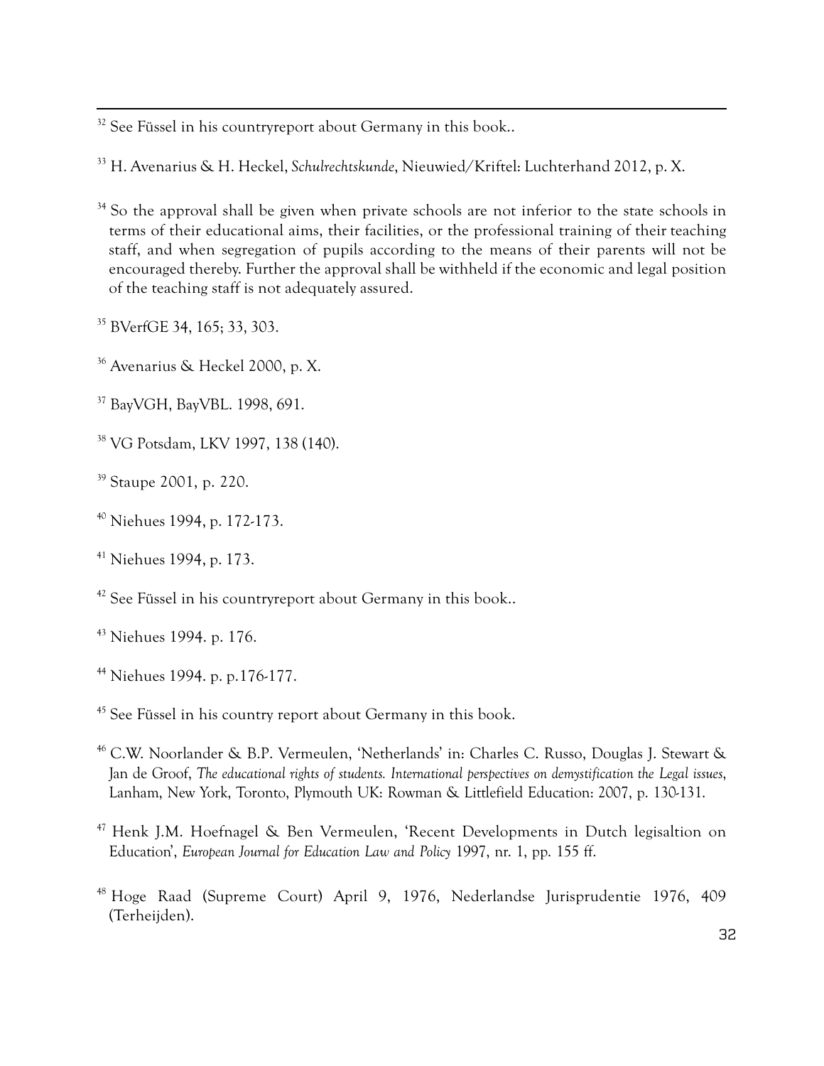[32] See Füssel in his countryreport about Germany in this book..

[33] H. Avenarius & H. Heckel, *Schulrechtskunde*, Nieuwied/Kriftel: Luchterhand 2012, p. X.

[34] So the approval shall be given when private schools are not inferior to the state schools in terms of their educational aims, their facilities, or the professional training of their teaching staff, and when segregation of pupils according to the means of their parents will not be encouraged thereby. Further the approval shall be withheld if the economic and legal position of the teaching staff is not adequately assured.

[35] BVerfGE 34, 165; 33, 303.

[36] Avenarius & Heckel 2000, p. X.

[37] BayVGH, BayVBL. 1998, 691.

[38] VG Potsdam, LKV 1997, 138 (140).

[39] Staupe 2001, p. 220.

[40] Niehues 1994, p. 172-173.

[41] Niehues 1994, p. 173.

[42] See Füssel in his countryreport about Germany in this book..

[43] Niehues 1994. p. 176.

[44] Niehues 1994. p. p.176-177.

[45] See Füssel in his country report about Germany in this book.

[46] C.W. Noorlander & B.P. Vermeulen, 'Netherlands' in: Charles C. Russo, Douglas J. Stewart & Jan de Groof, *The educational rights of students. International perspectives on demystification the Legal issues*, Lanham, New York, Toronto, Plymouth UK: Rowman & Littlefield Education: 2007, p. 130-131.

[47] Henk J.M. Hoefnagel & Ben Vermeulen, 'Recent Developments in Dutch legisaltion on Education', *European Journal for Education Law and Policy* 1997, nr. 1, pp. 155 ff.

[48] Hoge Raad (Supreme Court) April 9, 1976, Nederlandse Jurisprudentie 1976, 409 (Terheijden).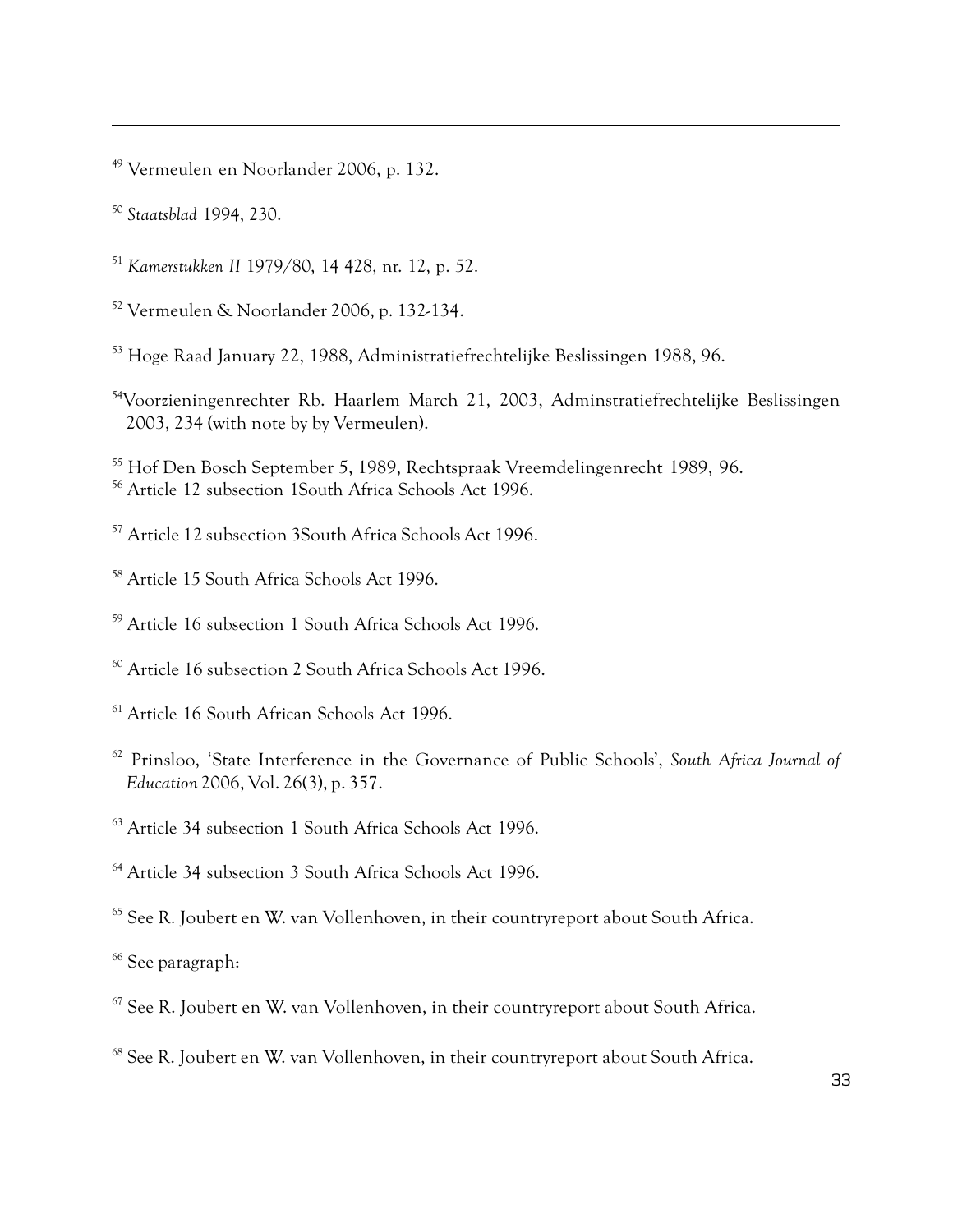[49] Vermeulen en Noorlander 2006, p. 132.

[50] *Staatsblad* 1994, 230.

[51] *Kamerstukken II* 1979/80, 14 428, nr. 12, p. 52.

[52] Vermeulen & Noorlander 2006, p. 132-134.

[53] Hoge Raad January 22, 1988, Administratiefrechtelijke Beslissingen 1988, 96.

[54] Voorzieningenrechter Rb. Haarlem March 21, 2003, Adminstratiefrechtelijke Beslissingen 2003, 234 (with note by by Vermeulen).

[55] Hof Den Bosch September 5, 1989, Rechtspraak Vreemdelingenrecht 1989, 96.

[56] Article 12 subsection 1South Africa Schools Act 1996.

[57] Article 12 subsection 3South Africa Schools Act 1996.

[58] Article 15 South Africa Schools Act 1996.

[59] Article 16 subsection 1 South Africa Schools Act 1996.

[60] Article 16 subsection 2 South Africa Schools Act 1996.

[61] Article 16 South African Schools Act 1996.

[62] Prinsloo, 'State Interference in the Governance of Public Schools', *South Africa Journal of Education* 2006, Vol. 26(3), p. 357.

[63] Article 34 subsection 1 South Africa Schools Act 1996.

[64] Article 34 subsection 3 South Africa Schools Act 1996.

[65] See R. Joubert en W. van Vollenhoven, in their countryreport about South Africa.

[66] See paragraph:

[67] See R. Joubert en W. van Vollenhoven, in their countryreport about South Africa.

[68] See R. Joubert en W. van Vollenhoven, in their countryreport about South Africa.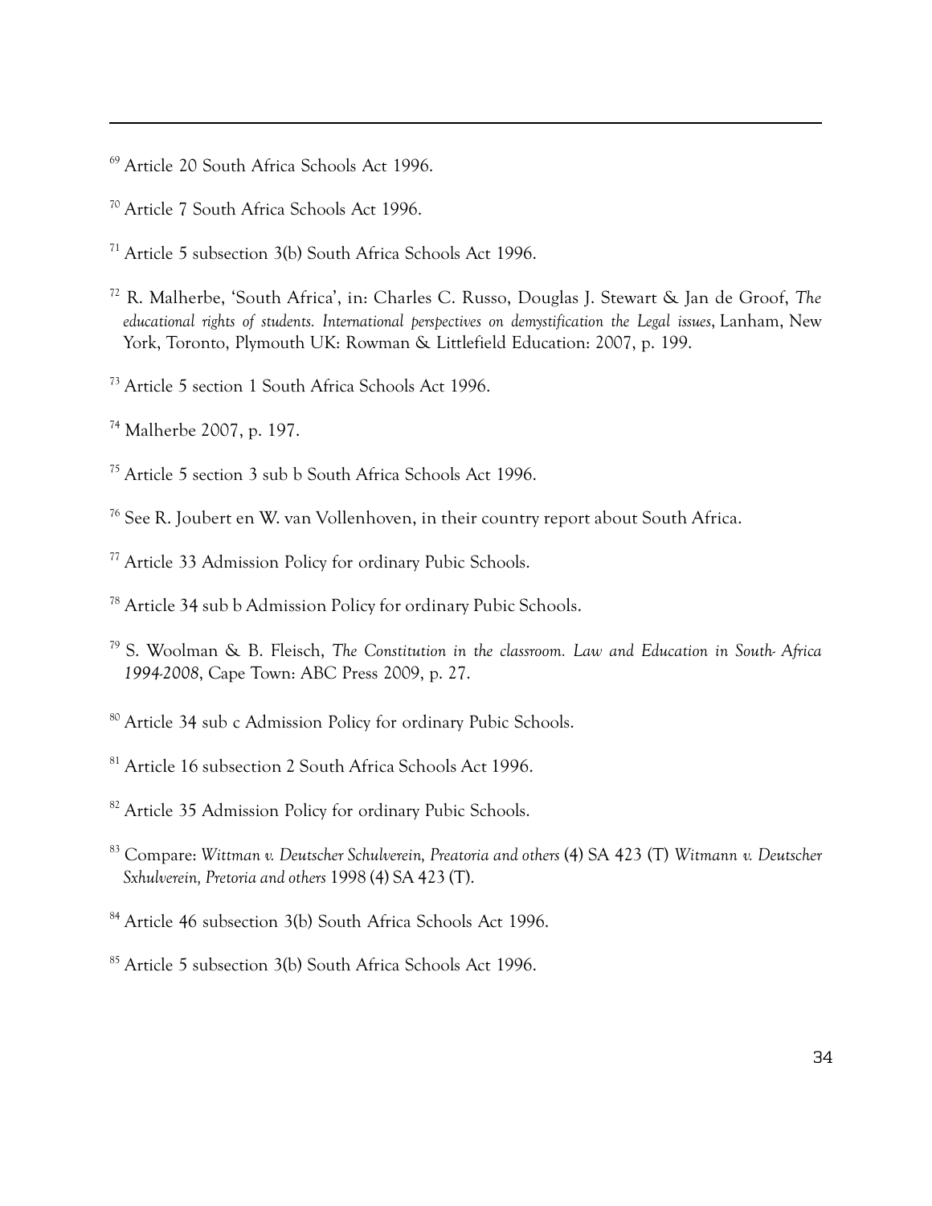[69] Article 20 South Africa Schools Act 1996.

[70] Article 7 South Africa Schools Act 1996.

[71] Article 5 subsection 3(b) South Africa Schools Act 1996.

[72] R. Malherbe, 'South Africa', in: Charles C. Russo, Douglas J. Stewart & Jan de Groof, *The educational rights of students. International perspectives on demystification the Legal issues*, Lanham, New York, Toronto, Plymouth UK: Rowman & Littlefield Education: 2007, p. 199.

[73] Article 5 section 1 South Africa Schools Act 1996.

[74] Malherbe 2007, p. 197.

[75] Article 5 section 3 sub b South Africa Schools Act 1996.

[76] See R. Joubert en W. van Vollenhoven, in their country report about South Africa.

[77] Article 33 Admission Policy for ordinary Pubic Schools.

[78] Article 34 sub b Admission Policy for ordinary Pubic Schools.

[79] S. Woolman & B. Fleisch, *The Constitution in the classroom. Law and Education in South- Africa 1994-2008*, Cape Town: ABC Press 2009, p. 27.

[80] Article 34 sub c Admission Policy for ordinary Pubic Schools.

[81] Article 16 subsection 2 South Africa Schools Act 1996.

[82] Article 35 Admission Policy for ordinary Pubic Schools.

[83] Compare: *Wittman v. Deutscher Schulverein, Preatoria and others* (4) SA 423 (T) *Witmann v. Deutscher Sxhulverein, Pretoria and others* 1998 (4) SA 423 (T).

[84] Article 46 subsection 3(b) South Africa Schools Act 1996.

[85] Article 5 subsection 3(b) South Africa Schools Act 1996.